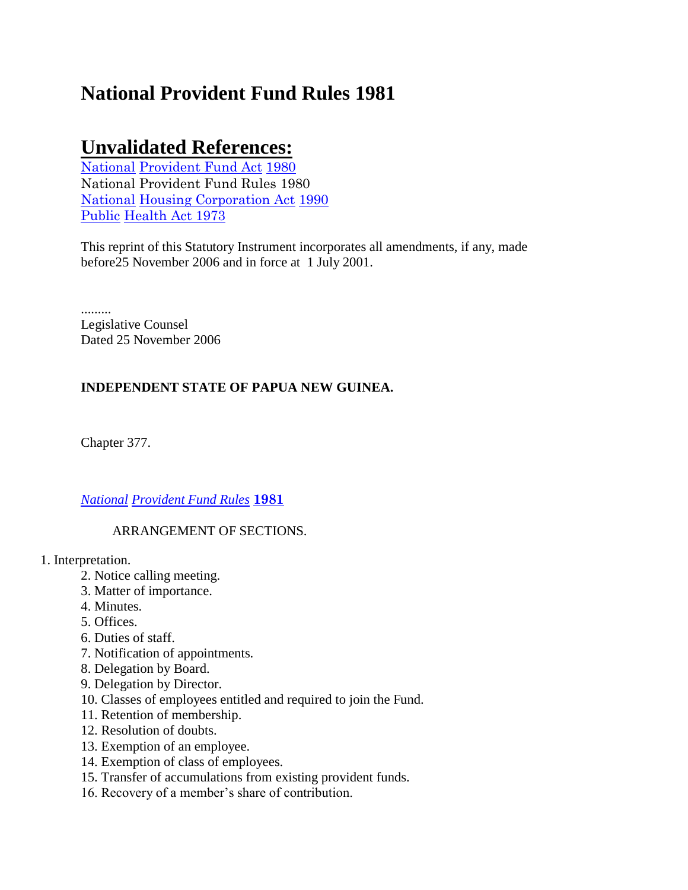# National Provident Fund Rules 1981

## Unvalidated References:

National Provident Fund Act 1980
National Provident Fund Rules 1980
National Housing Corporation Act 1990
Public Health Act 1973

This reprint of this Statutory Instrument incorporates all amendments, if any, made before25 November 2006 and in force at 1 July 2001.

.........
Legislative Counsel
Dated 25 November 2006

**INDEPENDENT STATE OF PAPUA NEW GUINEA.**

Chapter 377.

***National Provident Fund Rules* 1981**

ARRANGEMENT OF SECTIONS.

1. Interpretation.
2. Notice calling meeting.
3. Matter of importance.
4. Minutes.
5. Offices.
6. Duties of staff.
7. Notification of appointments.
8. Delegation by Board.
9. Delegation by Director.
10. Classes of employees entitled and required to join the Fund.
11. Retention of membership.
12. Resolution of doubts.
13. Exemption of an employee.
14. Exemption of class of employees.
15. Transfer of accumulations from existing provident funds.
16. Recovery of a member's share of contribution.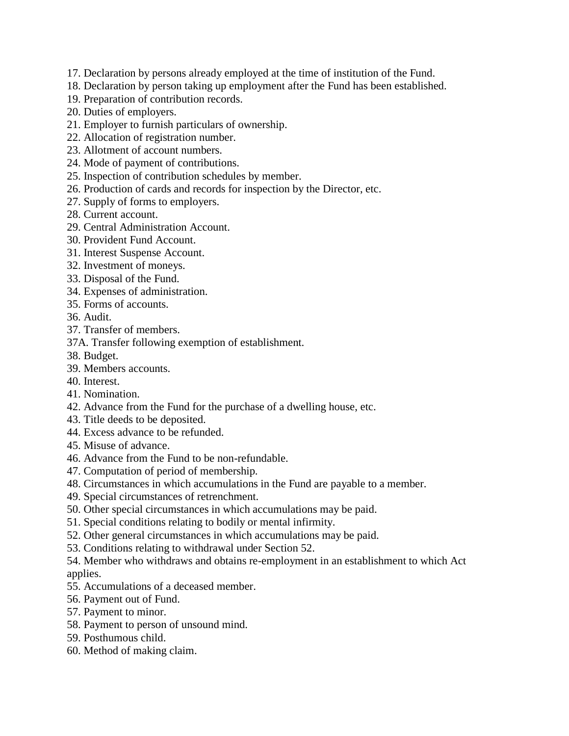17. Declaration by persons already employed at the time of institution of the Fund.
18. Declaration by person taking up employment after the Fund has been established.
19. Preparation of contribution records.
20. Duties of employers.
21. Employer to furnish particulars of ownership.
22. Allocation of registration number.
23. Allotment of account numbers.
24. Mode of payment of contributions.
25. Inspection of contribution schedules by member.
26. Production of cards and records for inspection by the Director, etc.
27. Supply of forms to employers.
28. Current account.
29. Central Administration Account.
30. Provident Fund Account.
31. Interest Suspense Account.
32. Investment of moneys.
33. Disposal of the Fund.
34. Expenses of administration.
35. Forms of accounts.
36. Audit.
37. Transfer of members.
37A. Transfer following exemption of establishment.
38. Budget.
39. Members accounts.
40. Interest.
41. Nomination.
42. Advance from the Fund for the purchase of a dwelling house, etc.
43. Title deeds to be deposited.
44. Excess advance to be refunded.
45. Misuse of advance.
46. Advance from the Fund to be non-refundable.
47. Computation of period of membership.
48. Circumstances in which accumulations in the Fund are payable to a member.
49. Special circumstances of retrenchment.
50. Other special circumstances in which accumulations may be paid.
51. Special conditions relating to bodily or mental infirmity.
52. Other general circumstances in which accumulations may be paid.
53. Conditions relating to withdrawal under Section 52.
54. Member who withdraws and obtains re-employment in an establishment to which Act applies.
55. Accumulations of a deceased member.
56. Payment out of Fund.
57. Payment to minor.
58. Payment to person of unsound mind.
59. Posthumous child.
60. Method of making claim.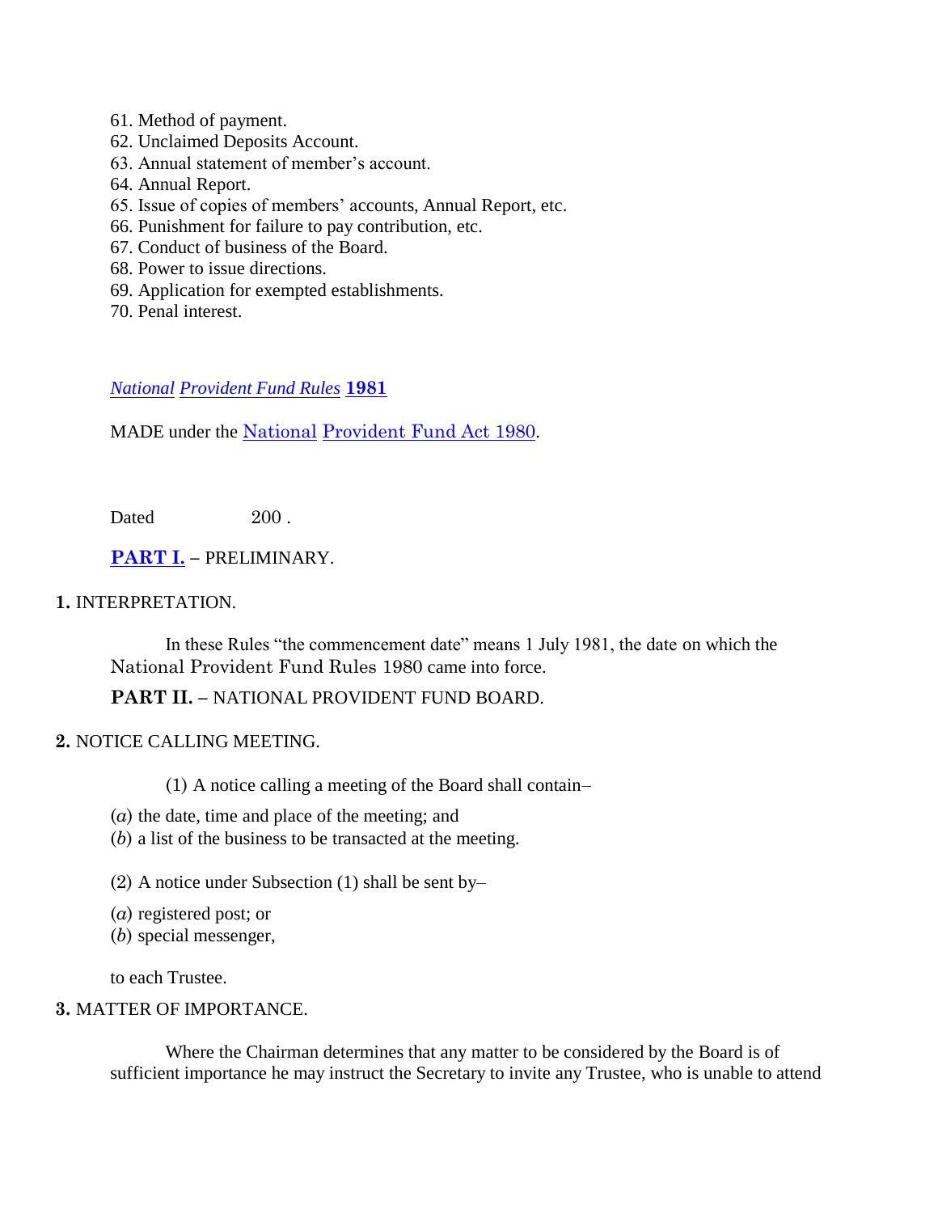61. Method of payment.
62. Unclaimed Deposits Account.
63. Annual statement of member's account.
64. Annual Report.
65. Issue of copies of members' accounts, Annual Report, etc.
66. Punishment for failure to pay contribution, etc.
67. Conduct of business of the Board.
68. Power to issue directions.
69. Application for exempted establishments.
70. Penal interest.

*National Provident Fund Rules* **1981**

MADE under the National Provident Fund Act 1980.

Dated 200 .

**PART I.** – PRELIMINARY.

**1.** INTERPRETATION.

In these Rules "the commencement date" means 1 July 1981, the date on which the National Provident Fund Rules 1980 came into force.

**PART II.** – NATIONAL PROVIDENT FUND BOARD.

**2.** NOTICE CALLING MEETING.

(1) A notice calling a meeting of the Board shall contain–

(*a*) the date, time and place of the meeting; and
(*b*) a list of the business to be transacted at the meeting.

(2) A notice under Subsection (1) shall be sent by–

(*a*) registered post; or
(*b*) special messenger,

to each Trustee.

**3.** MATTER OF IMPORTANCE.

Where the Chairman determines that any matter to be considered by the Board is of sufficient importance he may instruct the Secretary to invite any Trustee, who is unable to attend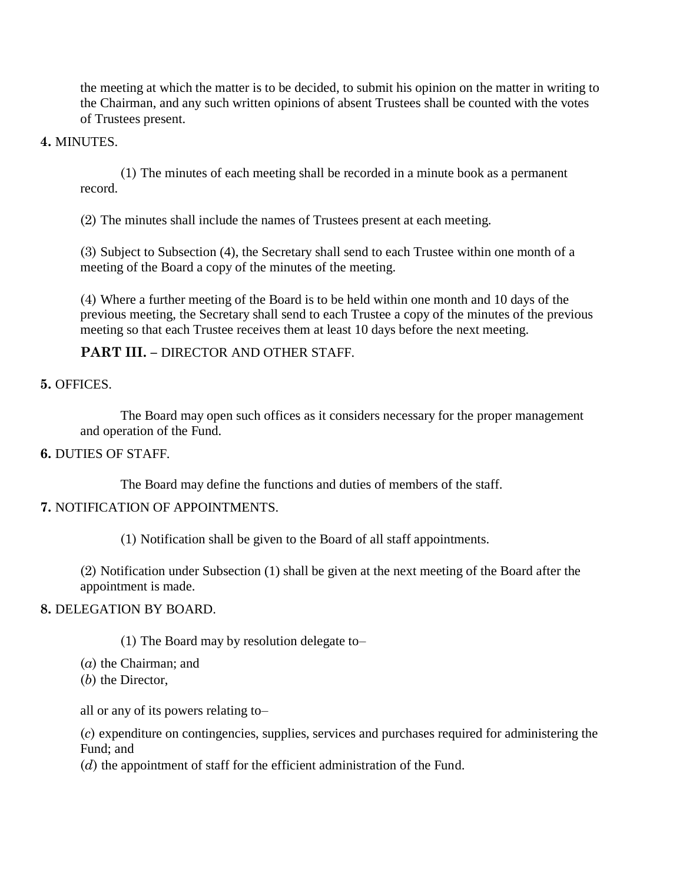the meeting at which the matter is to be decided, to submit his opinion on the matter in writing to the Chairman, and any such written opinions of absent Trustees shall be counted with the votes of Trustees present.

**4.** MINUTES.

(1) The minutes of each meeting shall be recorded in a minute book as a permanent record.

(2) The minutes shall include the names of Trustees present at each meeting.

(3) Subject to Subsection (4), the Secretary shall send to each Trustee within one month of a meeting of the Board a copy of the minutes of the meeting.

(4) Where a further meeting of the Board is to be held within one month and 10 days of the previous meeting, the Secretary shall send to each Trustee a copy of the minutes of the previous meeting so that each Trustee receives them at least 10 days before the next meeting.

## PART III. – DIRECTOR AND OTHER STAFF.

**5.** OFFICES.

The Board may open such offices as it considers necessary for the proper management and operation of the Fund.

**6.** DUTIES OF STAFF.

The Board may define the functions and duties of members of the staff.

**7.** NOTIFICATION OF APPOINTMENTS.

(1) Notification shall be given to the Board of all staff appointments.

(2) Notification under Subsection (1) shall be given at the next meeting of the Board after the appointment is made.

**8.** DELEGATION BY BOARD.

(1) The Board may by resolution delegate to–

(*a*) the Chairman; and
(*b*) the Director,

all or any of its powers relating to–

(*c*) expenditure on contingencies, supplies, services and purchases required for administering the Fund; and
(*d*) the appointment of staff for the efficient administration of the Fund.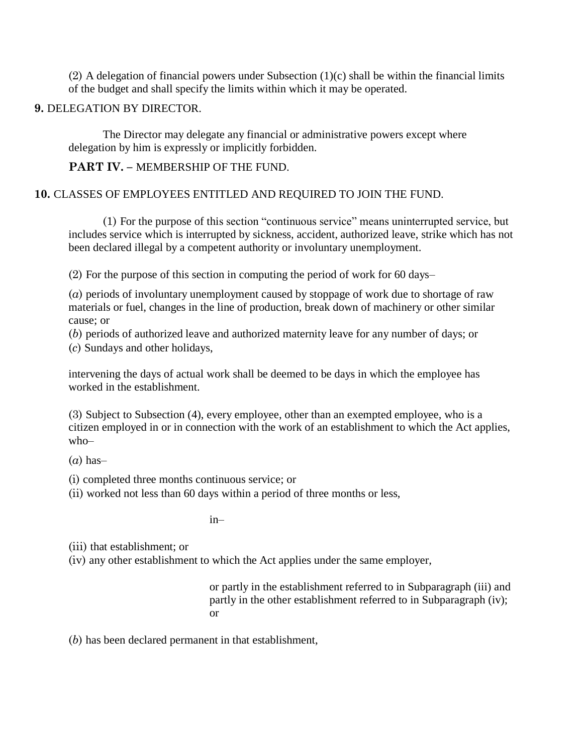(2) A delegation of financial powers under Subsection (1)(c) shall be within the financial limits of the budget and shall specify the limits within which it may be operated.

**9.** DELEGATION BY DIRECTOR.

The Director may delegate any financial or administrative powers except where delegation by him is expressly or implicitly forbidden.

## PART IV. – MEMBERSHIP OF THE FUND.

**10.** CLASSES OF EMPLOYEES ENTITLED AND REQUIRED TO JOIN THE FUND.

(1) For the purpose of this section "continuous service" means uninterrupted service, but includes service which is interrupted by sickness, accident, authorized leave, strike which has not been declared illegal by a competent authority or involuntary unemployment.

(2) For the purpose of this section in computing the period of work for 60 days–

(*a*) periods of involuntary unemployment caused by stoppage of work due to shortage of raw materials or fuel, changes in the line of production, break down of machinery or other similar cause; or

(*b*) periods of authorized leave and authorized maternity leave for any number of days; or

(*c*) Sundays and other holidays,

intervening the days of actual work shall be deemed to be days in which the employee has worked in the establishment.

(3) Subject to Subsection (4), every employee, other than an exempted employee, who is a citizen employed in or in connection with the work of an establishment to which the Act applies, who–

(*a*) has–

(i) completed three months continuous service; or

(ii) worked not less than 60 days within a period of three months or less,

in–

(iii) that establishment; or

(iv) any other establishment to which the Act applies under the same employer,

or partly in the establishment referred to in Subparagraph (iii) and partly in the other establishment referred to in Subparagraph (iv); or

(*b*) has been declared permanent in that establishment,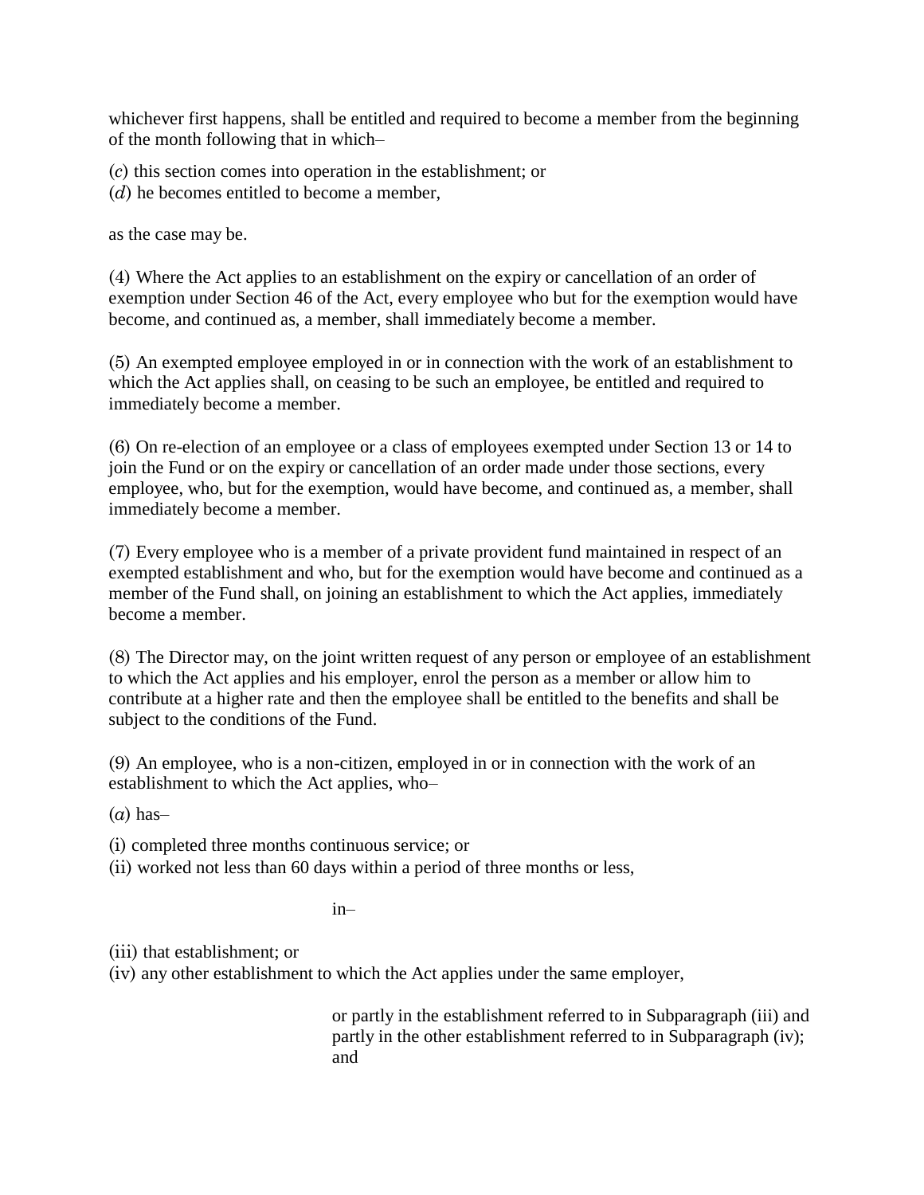whichever first happens, shall be entitled and required to become a member from the beginning of the month following that in which–

(*c*) this section comes into operation in the establishment; or
(*d*) he becomes entitled to become a member,

as the case may be.

(4) Where the Act applies to an establishment on the expiry or cancellation of an order of exemption under Section 46 of the Act, every employee who but for the exemption would have become, and continued as, a member, shall immediately become a member.

(5) An exempted employee employed in or in connection with the work of an establishment to which the Act applies shall, on ceasing to be such an employee, be entitled and required to immediately become a member.

(6) On re-election of an employee or a class of employees exempted under Section 13 or 14 to join the Fund or on the expiry or cancellation of an order made under those sections, every employee, who, but for the exemption, would have become, and continued as, a member, shall immediately become a member.

(7) Every employee who is a member of a private provident fund maintained in respect of an exempted establishment and who, but for the exemption would have become and continued as a member of the Fund shall, on joining an establishment to which the Act applies, immediately become a member.

(8) The Director may, on the joint written request of any person or employee of an establishment to which the Act applies and his employer, enrol the person as a member or allow him to contribute at a higher rate and then the employee shall be entitled to the benefits and shall be subject to the conditions of the Fund.

(9) An employee, who is a non-citizen, employed in or in connection with the work of an establishment to which the Act applies, who–

(*a*) has–

(i) completed three months continuous service; or
(ii) worked not less than 60 days within a period of three months or less,

in–

(iii) that establishment; or
(iv) any other establishment to which the Act applies under the same employer,

or partly in the establishment referred to in Subparagraph (iii) and partly in the other establishment referred to in Subparagraph (iv); and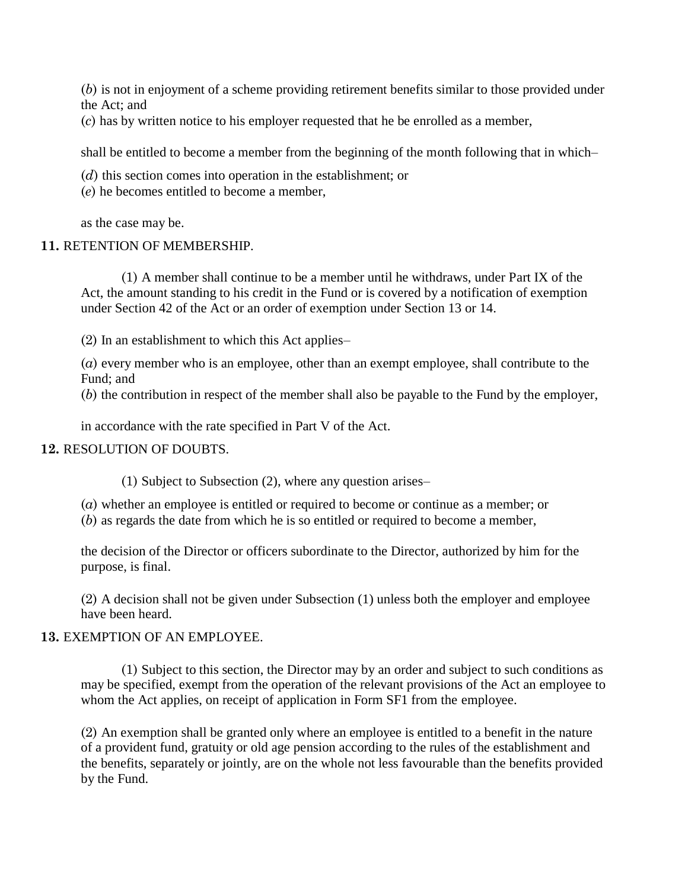(*b*) is not in enjoyment of a scheme providing retirement benefits similar to those provided under the Act; and
(*c*) has by written notice to his employer requested that he be enrolled as a member,

shall be entitled to become a member from the beginning of the month following that in which–

(*d*) this section comes into operation in the establishment; or
(*e*) he becomes entitled to become a member,

as the case may be.

**11.** RETENTION OF MEMBERSHIP.

(1) A member shall continue to be a member until he withdraws, under Part IX of the Act, the amount standing to his credit in the Fund or is covered by a notification of exemption under Section 42 of the Act or an order of exemption under Section 13 or 14.

(2) In an establishment to which this Act applies–

(*a*) every member who is an employee, other than an exempt employee, shall contribute to the Fund; and
(*b*) the contribution in respect of the member shall also be payable to the Fund by the employer,

in accordance with the rate specified in Part V of the Act.

**12.** RESOLUTION OF DOUBTS.

(1) Subject to Subsection (2), where any question arises–

(*a*) whether an employee is entitled or required to become or continue as a member; or
(*b*) as regards the date from which he is so entitled or required to become a member,

the decision of the Director or officers subordinate to the Director, authorized by him for the purpose, is final.

(2) A decision shall not be given under Subsection (1) unless both the employer and employee have been heard.

**13.** EXEMPTION OF AN EMPLOYEE.

(1) Subject to this section, the Director may by an order and subject to such conditions as may be specified, exempt from the operation of the relevant provisions of the Act an employee to whom the Act applies, on receipt of application in Form SF1 from the employee.

(2) An exemption shall be granted only where an employee is entitled to a benefit in the nature of a provident fund, gratuity or old age pension according to the rules of the establishment and the benefits, separately or jointly, are on the whole not less favourable than the benefits provided by the Fund.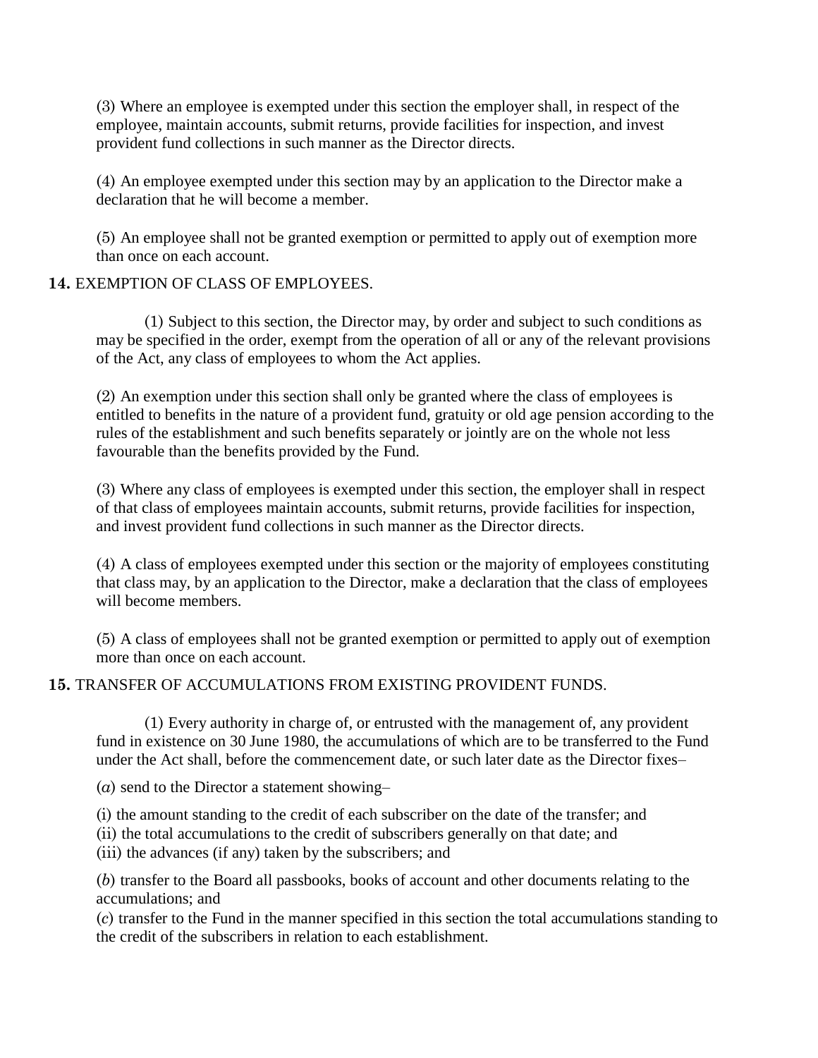(3) Where an employee is exempted under this section the employer shall, in respect of the employee, maintain accounts, submit returns, provide facilities for inspection, and invest provident fund collections in such manner as the Director directs.

(4) An employee exempted under this section may by an application to the Director make a declaration that he will become a member.

(5) An employee shall not be granted exemption or permitted to apply out of exemption more than once on each account.

**14.** EXEMPTION OF CLASS OF EMPLOYEES.

(1) Subject to this section, the Director may, by order and subject to such conditions as may be specified in the order, exempt from the operation of all or any of the relevant provisions of the Act, any class of employees to whom the Act applies.

(2) An exemption under this section shall only be granted where the class of employees is entitled to benefits in the nature of a provident fund, gratuity or old age pension according to the rules of the establishment and such benefits separately or jointly are on the whole not less favourable than the benefits provided by the Fund.

(3) Where any class of employees is exempted under this section, the employer shall in respect of that class of employees maintain accounts, submit returns, provide facilities for inspection, and invest provident fund collections in such manner as the Director directs.

(4) A class of employees exempted under this section or the majority of employees constituting that class may, by an application to the Director, make a declaration that the class of employees will become members.

(5) A class of employees shall not be granted exemption or permitted to apply out of exemption more than once on each account.

**15.** TRANSFER OF ACCUMULATIONS FROM EXISTING PROVIDENT FUNDS.

(1) Every authority in charge of, or entrusted with the management of, any provident fund in existence on 30 June 1980, the accumulations of which are to be transferred to the Fund under the Act shall, before the commencement date, or such later date as the Director fixes–

(*a*) send to the Director a statement showing–

(i) the amount standing to the credit of each subscriber on the date of the transfer; and
(ii) the total accumulations to the credit of subscribers generally on that date; and
(iii) the advances (if any) taken by the subscribers; and

(*b*) transfer to the Board all passbooks, books of account and other documents relating to the accumulations; and

(*c*) transfer to the Fund in the manner specified in this section the total accumulations standing to the credit of the subscribers in relation to each establishment.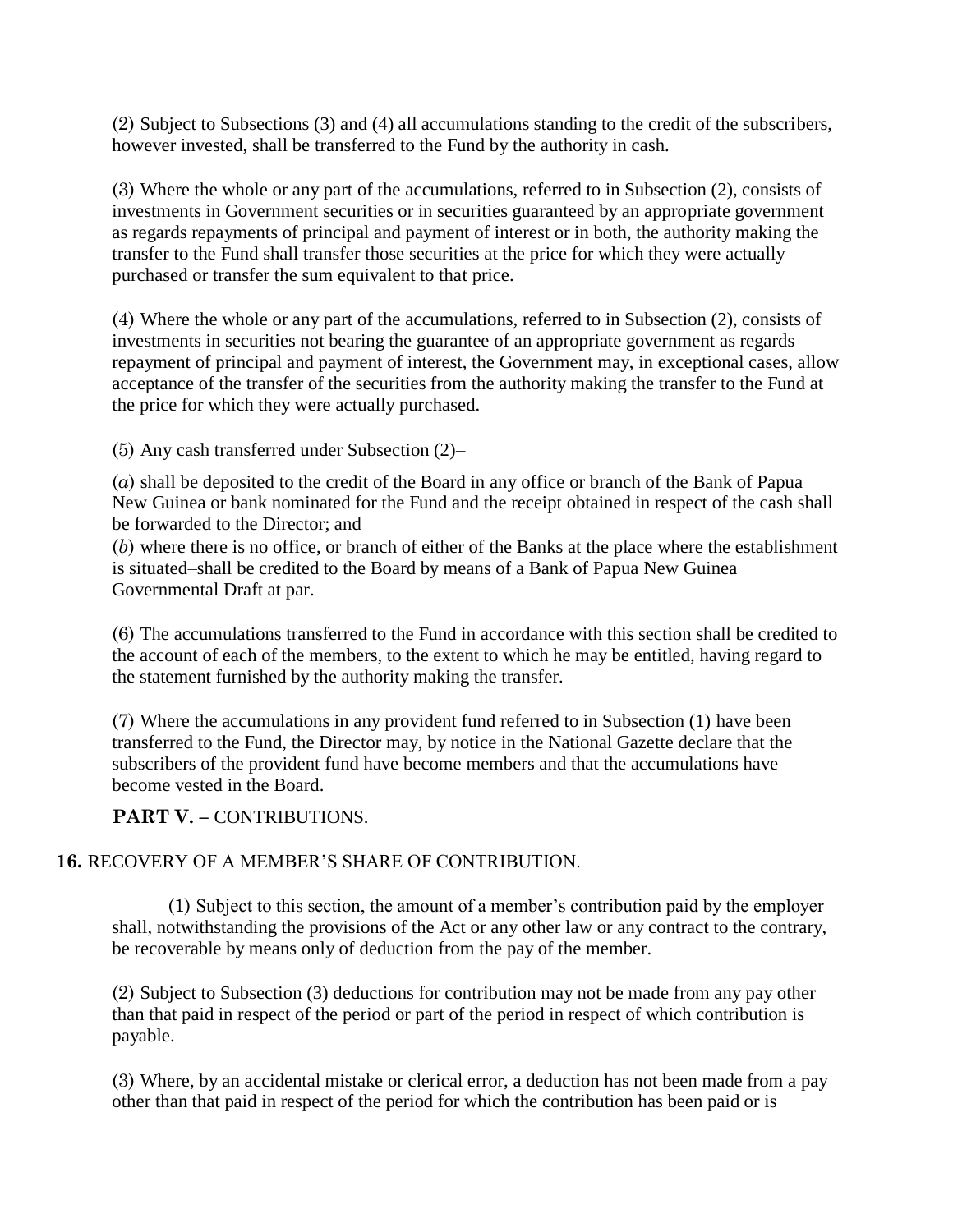(2) Subject to Subsections (3) and (4) all accumulations standing to the credit of the subscribers, however invested, shall be transferred to the Fund by the authority in cash.

(3) Where the whole or any part of the accumulations, referred to in Subsection (2), consists of investments in Government securities or in securities guaranteed by an appropriate government as regards repayments of principal and payment of interest or in both, the authority making the transfer to the Fund shall transfer those securities at the price for which they were actually purchased or transfer the sum equivalent to that price.

(4) Where the whole or any part of the accumulations, referred to in Subsection (2), consists of investments in securities not bearing the guarantee of an appropriate government as regards repayment of principal and payment of interest, the Government may, in exceptional cases, allow acceptance of the transfer of the securities from the authority making the transfer to the Fund at the price for which they were actually purchased.

(5) Any cash transferred under Subsection (2)–

(*a*) shall be deposited to the credit of the Board in any office or branch of the Bank of Papua New Guinea or bank nominated for the Fund and the receipt obtained in respect of the cash shall be forwarded to the Director; and

(*b*) where there is no office, or branch of either of the Banks at the place where the establishment is situated–shall be credited to the Board by means of a Bank of Papua New Guinea Governmental Draft at par.

(6) The accumulations transferred to the Fund in accordance with this section shall be credited to the account of each of the members, to the extent to which he may be entitled, having regard to the statement furnished by the authority making the transfer.

(7) Where the accumulations in any provident fund referred to in Subsection (1) have been transferred to the Fund, the Director may, by notice in the National Gazette declare that the subscribers of the provident fund have become members and that the accumulations have become vested in the Board.

## PART V. – CONTRIBUTIONS.

### 16. RECOVERY OF A MEMBER'S SHARE OF CONTRIBUTION.

(1) Subject to this section, the amount of a member's contribution paid by the employer shall, notwithstanding the provisions of the Act or any other law or any contract to the contrary, be recoverable by means only of deduction from the pay of the member.

(2) Subject to Subsection (3) deductions for contribution may not be made from any pay other than that paid in respect of the period or part of the period in respect of which contribution is payable.

(3) Where, by an accidental mistake or clerical error, a deduction has not been made from a pay other than that paid in respect of the period for which the contribution has been paid or is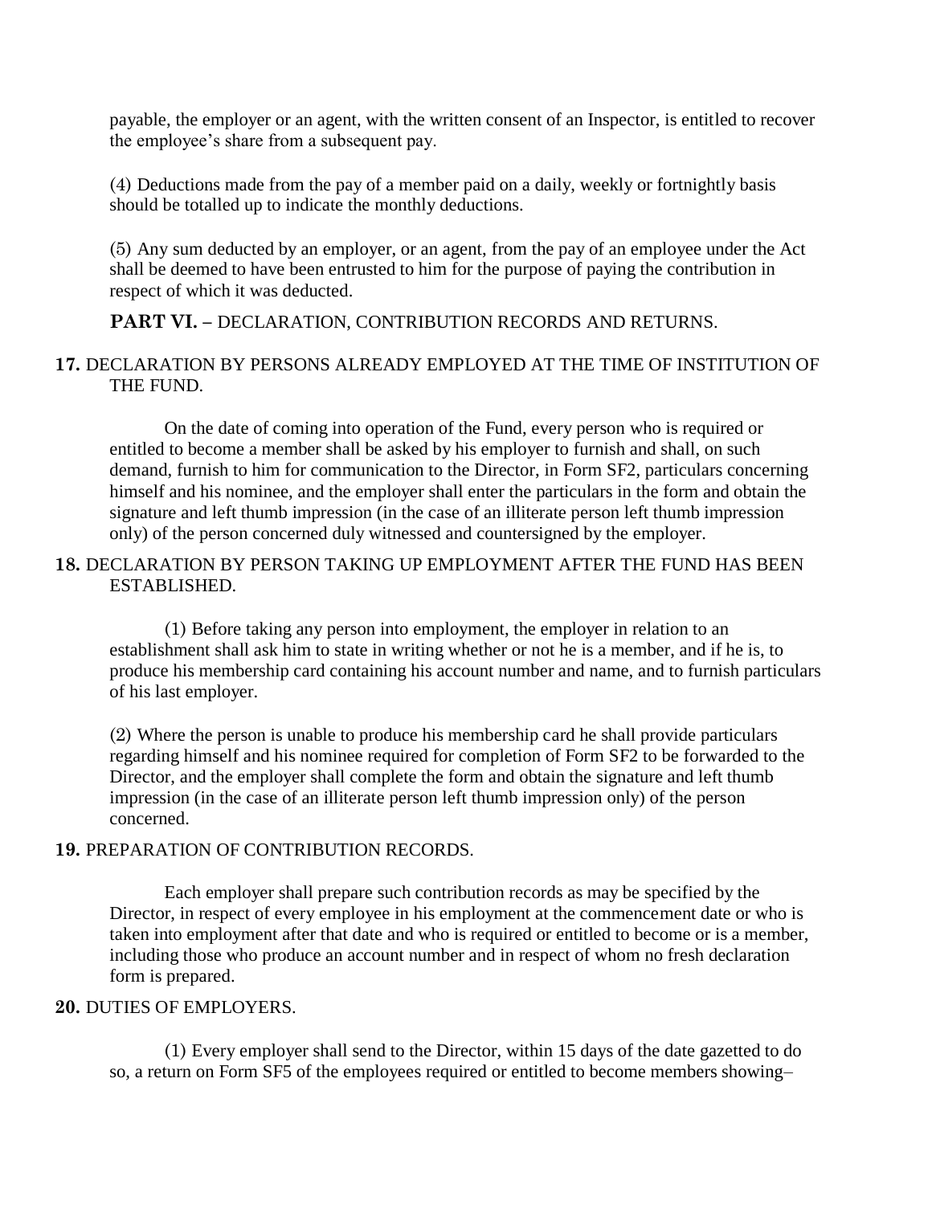payable, the employer or an agent, with the written consent of an Inspector, is entitled to recover the employee's share from a subsequent pay.

(4) Deductions made from the pay of a member paid on a daily, weekly or fortnightly basis should be totalled up to indicate the monthly deductions.

(5) Any sum deducted by an employer, or an agent, from the pay of an employee under the Act shall be deemed to have been entrusted to him for the purpose of paying the contribution in respect of which it was deducted.

## PART VI. – DECLARATION, CONTRIBUTION RECORDS AND RETURNS.

**17.** DECLARATION BY PERSONS ALREADY EMPLOYED AT THE TIME OF INSTITUTION OF THE FUND.

On the date of coming into operation of the Fund, every person who is required or entitled to become a member shall be asked by his employer to furnish and shall, on such demand, furnish to him for communication to the Director, in Form SF2, particulars concerning himself and his nominee, and the employer shall enter the particulars in the form and obtain the signature and left thumb impression (in the case of an illiterate person left thumb impression only) of the person concerned duly witnessed and countersigned by the employer.

**18.** DECLARATION BY PERSON TAKING UP EMPLOYMENT AFTER THE FUND HAS BEEN ESTABLISHED.

(1) Before taking any person into employment, the employer in relation to an establishment shall ask him to state in writing whether or not he is a member, and if he is, to produce his membership card containing his account number and name, and to furnish particulars of his last employer.

(2) Where the person is unable to produce his membership card he shall provide particulars regarding himself and his nominee required for completion of Form SF2 to be forwarded to the Director, and the employer shall complete the form and obtain the signature and left thumb impression (in the case of an illiterate person left thumb impression only) of the person concerned.

**19.** PREPARATION OF CONTRIBUTION RECORDS.

Each employer shall prepare such contribution records as may be specified by the Director, in respect of every employee in his employment at the commencement date or who is taken into employment after that date and who is required or entitled to become or is a member, including those who produce an account number and in respect of whom no fresh declaration form is prepared.

**20.** DUTIES OF EMPLOYERS.

(1) Every employer shall send to the Director, within 15 days of the date gazetted to do so, a return on Form SF5 of the employees required or entitled to become members showing–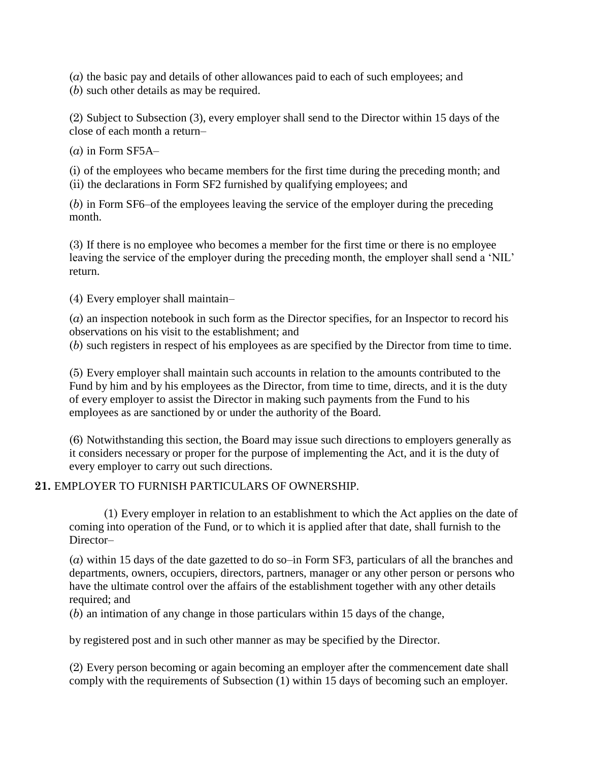(*a*) the basic pay and details of other allowances paid to each of such employees; and
(*b*) such other details as may be required.

(2) Subject to Subsection (3), every employer shall send to the Director within 15 days of the close of each month a return–

(*a*) in Form SF5A–

(i) of the employees who became members for the first time during the preceding month; and
(ii) the declarations in Form SF2 furnished by qualifying employees; and

(*b*) in Form SF6–of the employees leaving the service of the employer during the preceding month.

(3) If there is no employee who becomes a member for the first time or there is no employee leaving the service of the employer during the preceding month, the employer shall send a 'NIL' return.

(4) Every employer shall maintain–

(*a*) an inspection notebook in such form as the Director specifies, for an Inspector to record his observations on his visit to the establishment; and
(*b*) such registers in respect of his employees as are specified by the Director from time to time.

(5) Every employer shall maintain such accounts in relation to the amounts contributed to the Fund by him and by his employees as the Director, from time to time, directs, and it is the duty of every employer to assist the Director in making such payments from the Fund to his employees as are sanctioned by or under the authority of the Board.

(6) Notwithstanding this section, the Board may issue such directions to employers generally as it considers necessary or proper for the purpose of implementing the Act, and it is the duty of every employer to carry out such directions.

**21.** EMPLOYER TO FURNISH PARTICULARS OF OWNERSHIP.

(1) Every employer in relation to an establishment to which the Act applies on the date of coming into operation of the Fund, or to which it is applied after that date, shall furnish to the Director–

(*a*) within 15 days of the date gazetted to do so–in Form SF3, particulars of all the branches and departments, owners, occupiers, directors, partners, manager or any other person or persons who have the ultimate control over the affairs of the establishment together with any other details required; and
(*b*) an intimation of any change in those particulars within 15 days of the change,

by registered post and in such other manner as may be specified by the Director.

(2) Every person becoming or again becoming an employer after the commencement date shall comply with the requirements of Subsection (1) within 15 days of becoming such an employer.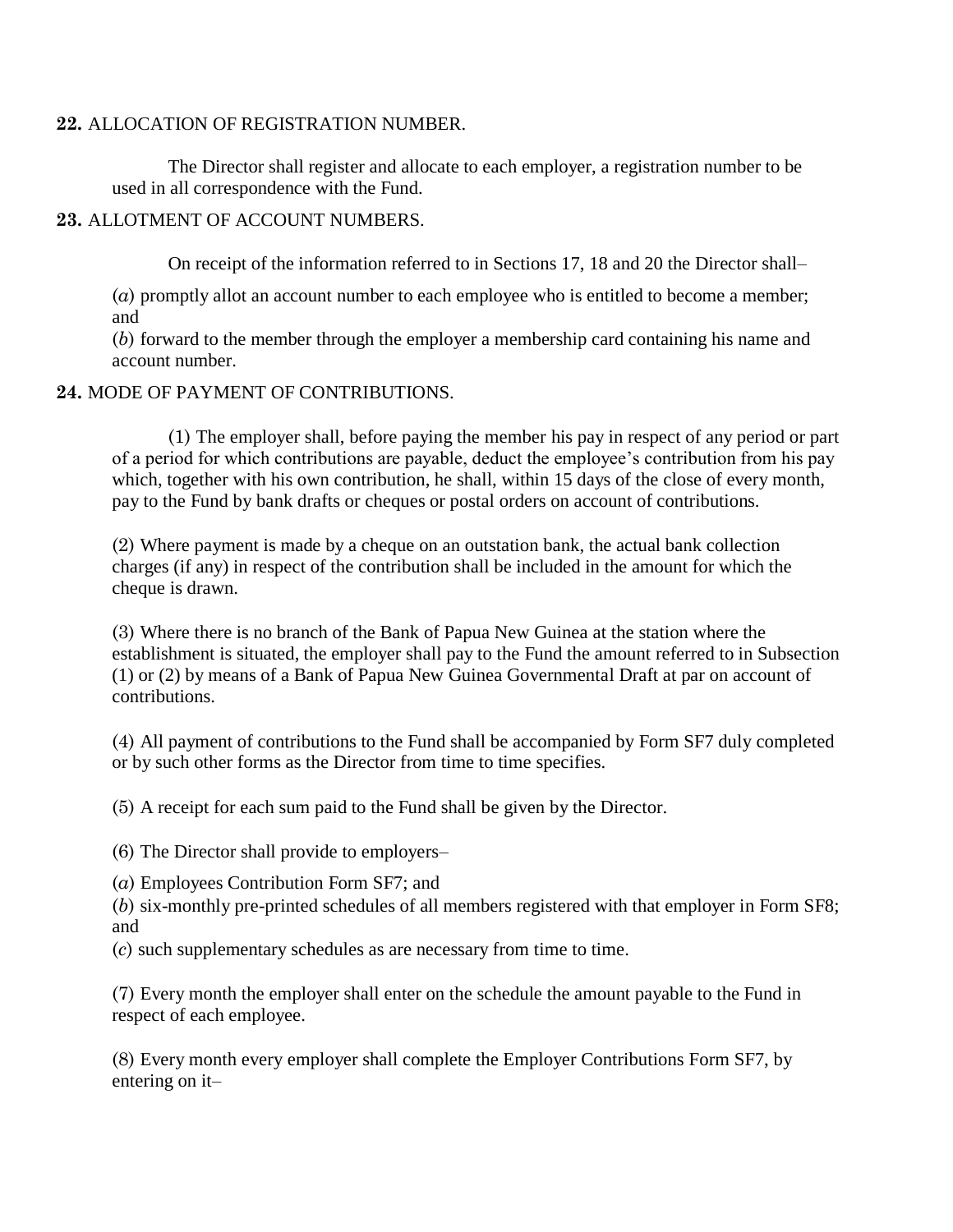**22.** ALLOCATION OF REGISTRATION NUMBER.

The Director shall register and allocate to each employer, a registration number to be used in all correspondence with the Fund.

**23.** ALLOTMENT OF ACCOUNT NUMBERS.

On receipt of the information referred to in Sections 17, 18 and 20 the Director shall–

(*a*) promptly allot an account number to each employee who is entitled to become a member; and

(*b*) forward to the member through the employer a membership card containing his name and account number.

**24.** MODE OF PAYMENT OF CONTRIBUTIONS.

(1) The employer shall, before paying the member his pay in respect of any period or part of a period for which contributions are payable, deduct the employee's contribution from his pay which, together with his own contribution, he shall, within 15 days of the close of every month, pay to the Fund by bank drafts or cheques or postal orders on account of contributions.

(2) Where payment is made by a cheque on an outstation bank, the actual bank collection charges (if any) in respect of the contribution shall be included in the amount for which the cheque is drawn.

(3) Where there is no branch of the Bank of Papua New Guinea at the station where the establishment is situated, the employer shall pay to the Fund the amount referred to in Subsection (1) or (2) by means of a Bank of Papua New Guinea Governmental Draft at par on account of contributions.

(4) All payment of contributions to the Fund shall be accompanied by Form SF7 duly completed or by such other forms as the Director from time to time specifies.

(5) A receipt for each sum paid to the Fund shall be given by the Director.

(6) The Director shall provide to employers–

(*a*) Employees Contribution Form SF7; and

(*b*) six-monthly pre-printed schedules of all members registered with that employer in Form SF8; and

(*c*) such supplementary schedules as are necessary from time to time.

(7) Every month the employer shall enter on the schedule the amount payable to the Fund in respect of each employee.

(8) Every month every employer shall complete the Employer Contributions Form SF7, by entering on it–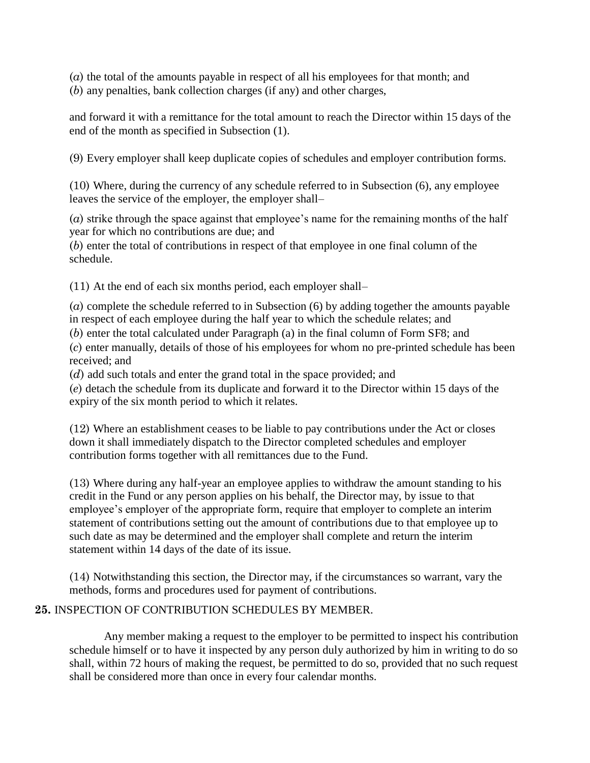(*a*) the total of the amounts payable in respect of all his employees for that month; and
(*b*) any penalties, bank collection charges (if any) and other charges,

and forward it with a remittance for the total amount to reach the Director within 15 days of the end of the month as specified in Subsection (1).

(9) Every employer shall keep duplicate copies of schedules and employer contribution forms.

(10) Where, during the currency of any schedule referred to in Subsection (6), any employee leaves the service of the employer, the employer shall–

(*a*) strike through the space against that employee's name for the remaining months of the half year for which no contributions are due; and
(*b*) enter the total of contributions in respect of that employee in one final column of the schedule.

(11) At the end of each six months period, each employer shall–

(*a*) complete the schedule referred to in Subsection (6) by adding together the amounts payable in respect of each employee during the half year to which the schedule relates; and
(*b*) enter the total calculated under Paragraph (a) in the final column of Form SF8; and
(*c*) enter manually, details of those of his employees for whom no pre-printed schedule has been received; and
(*d*) add such totals and enter the grand total in the space provided; and
(*e*) detach the schedule from its duplicate and forward it to the Director within 15 days of the expiry of the six month period to which it relates.

(12) Where an establishment ceases to be liable to pay contributions under the Act or closes down it shall immediately dispatch to the Director completed schedules and employer contribution forms together with all remittances due to the Fund.

(13) Where during any half-year an employee applies to withdraw the amount standing to his credit in the Fund or any person applies on his behalf, the Director may, by issue to that employee's employer of the appropriate form, require that employer to complete an interim statement of contributions setting out the amount of contributions due to that employee up to such date as may be determined and the employer shall complete and return the interim statement within 14 days of the date of its issue.

(14) Notwithstanding this section, the Director may, if the circumstances so warrant, vary the methods, forms and procedures used for payment of contributions.

**25.** INSPECTION OF CONTRIBUTION SCHEDULES BY MEMBER.

Any member making a request to the employer to be permitted to inspect his contribution schedule himself or to have it inspected by any person duly authorized by him in writing to do so shall, within 72 hours of making the request, be permitted to do so, provided that no such request shall be considered more than once in every four calendar months.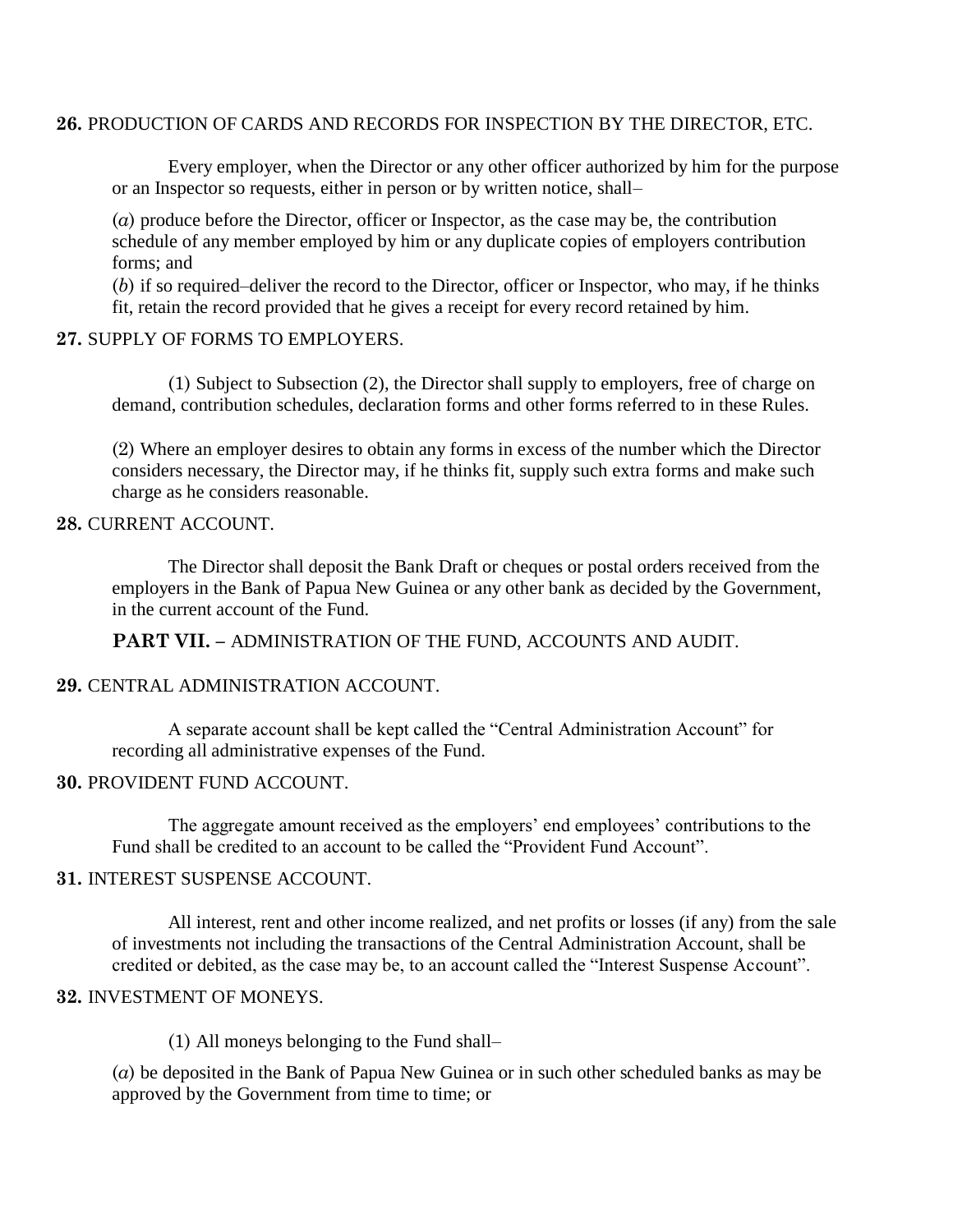**26.** PRODUCTION OF CARDS AND RECORDS FOR INSPECTION BY THE DIRECTOR, ETC.

Every employer, when the Director or any other officer authorized by him for the purpose or an Inspector so requests, either in person or by written notice, shall–

(*a*) produce before the Director, officer or Inspector, as the case may be, the contribution schedule of any member employed by him or any duplicate copies of employers contribution forms; and

(*b*) if so required–deliver the record to the Director, officer or Inspector, who may, if he thinks fit, retain the record provided that he gives a receipt for every record retained by him.

**27.** SUPPLY OF FORMS TO EMPLOYERS.

(1) Subject to Subsection (2), the Director shall supply to employers, free of charge on demand, contribution schedules, declaration forms and other forms referred to in these Rules.

(2) Where an employer desires to obtain any forms in excess of the number which the Director considers necessary, the Director may, if he thinks fit, supply such extra forms and make such charge as he considers reasonable.

**28.** CURRENT ACCOUNT.

The Director shall deposit the Bank Draft or cheques or postal orders received from the employers in the Bank of Papua New Guinea or any other bank as decided by the Government, in the current account of the Fund.

## PART VII. – ADMINISTRATION OF THE FUND, ACCOUNTS AND AUDIT.

**29.** CENTRAL ADMINISTRATION ACCOUNT.

A separate account shall be kept called the "Central Administration Account" for recording all administrative expenses of the Fund.

**30.** PROVIDENT FUND ACCOUNT.

The aggregate amount received as the employers' end employees' contributions to the Fund shall be credited to an account to be called the "Provident Fund Account".

**31.** INTEREST SUSPENSE ACCOUNT.

All interest, rent and other income realized, and net profits or losses (if any) from the sale of investments not including the transactions of the Central Administration Account, shall be credited or debited, as the case may be, to an account called the "Interest Suspense Account".

**32.** INVESTMENT OF MONEYS.

(1) All moneys belonging to the Fund shall–

(*a*) be deposited in the Bank of Papua New Guinea or in such other scheduled banks as may be approved by the Government from time to time; or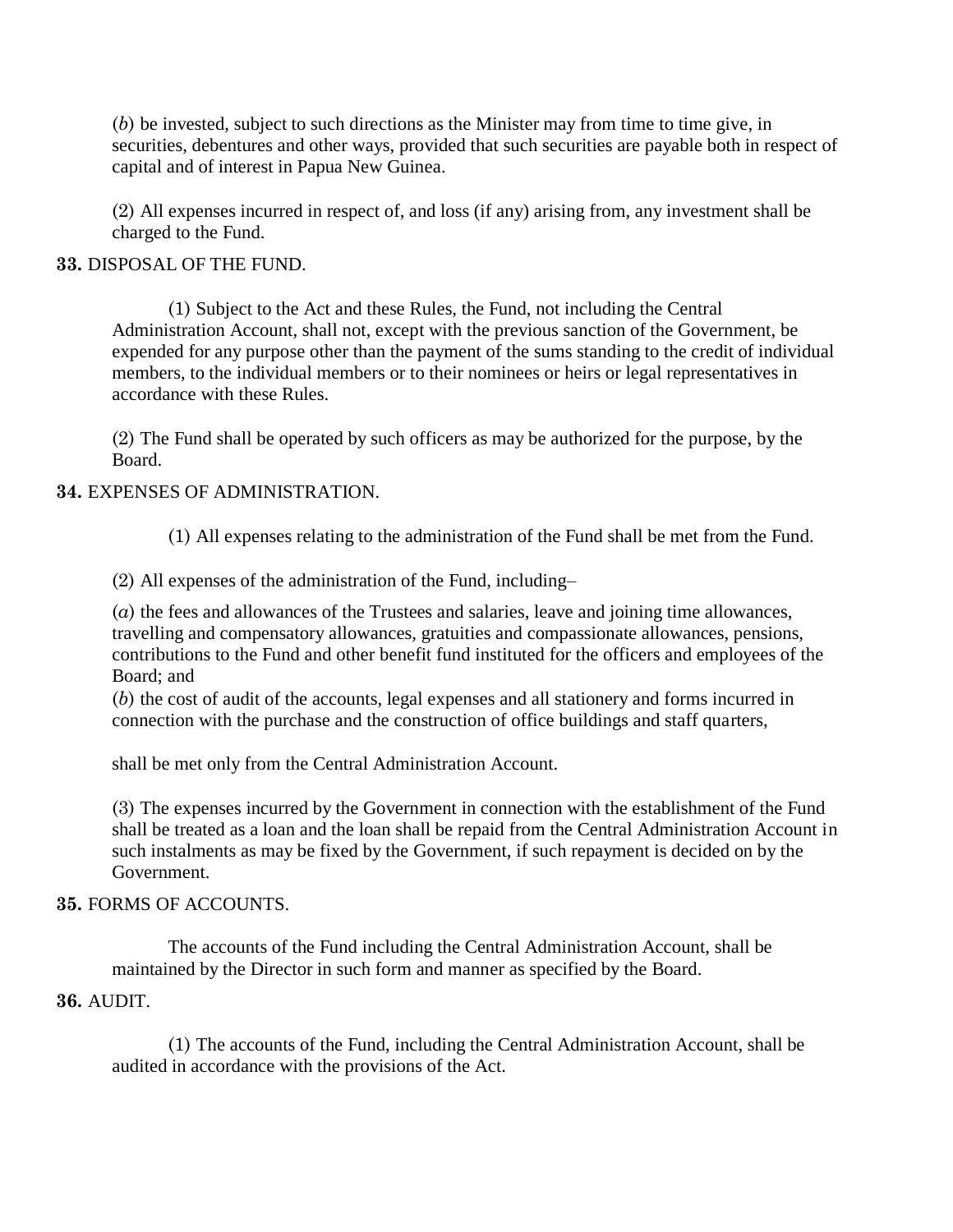(*b*) be invested, subject to such directions as the Minister may from time to time give, in securities, debentures and other ways, provided that such securities are payable both in respect of capital and of interest in Papua New Guinea.

(2) All expenses incurred in respect of, and loss (if any) arising from, any investment shall be charged to the Fund.

**33.** DISPOSAL OF THE FUND.

(1) Subject to the Act and these Rules, the Fund, not including the Central Administration Account, shall not, except with the previous sanction of the Government, be expended for any purpose other than the payment of the sums standing to the credit of individual members, to the individual members or to their nominees or heirs or legal representatives in accordance with these Rules.

(2) The Fund shall be operated by such officers as may be authorized for the purpose, by the Board.

**34.** EXPENSES OF ADMINISTRATION.

(1) All expenses relating to the administration of the Fund shall be met from the Fund.

(2) All expenses of the administration of the Fund, including–

(*a*) the fees and allowances of the Trustees and salaries, leave and joining time allowances, travelling and compensatory allowances, gratuities and compassionate allowances, pensions, contributions to the Fund and other benefit fund instituted for the officers and employees of the Board; and

(*b*) the cost of audit of the accounts, legal expenses and all stationery and forms incurred in connection with the purchase and the construction of office buildings and staff quarters,

shall be met only from the Central Administration Account.

(3) The expenses incurred by the Government in connection with the establishment of the Fund shall be treated as a loan and the loan shall be repaid from the Central Administration Account in such instalments as may be fixed by the Government, if such repayment is decided on by the Government.

**35.** FORMS OF ACCOUNTS.

The accounts of the Fund including the Central Administration Account, shall be maintained by the Director in such form and manner as specified by the Board.

**36.** AUDIT.

(1) The accounts of the Fund, including the Central Administration Account, shall be audited in accordance with the provisions of the Act.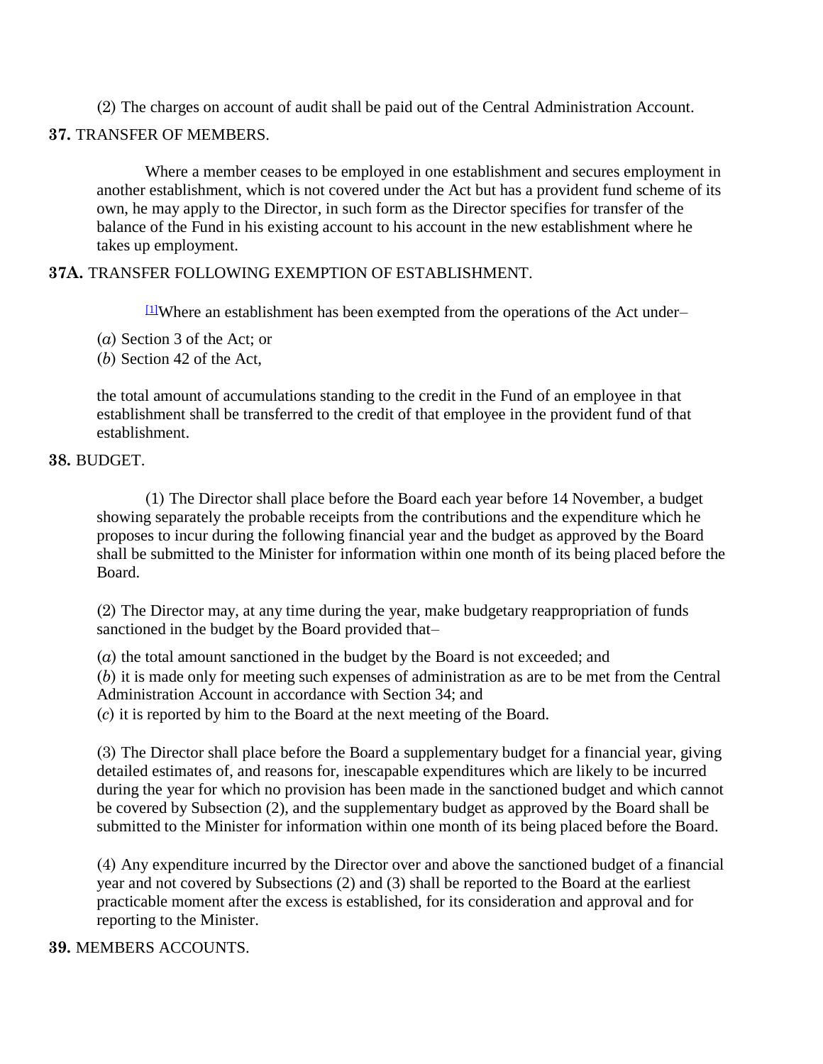(2) The charges on account of audit shall be paid out of the Central Administration Account.

**37.** TRANSFER OF MEMBERS.

Where a member ceases to be employed in one establishment and secures employment in another establishment, which is not covered under the Act but has a provident fund scheme of its own, he may apply to the Director, in such form as the Director specifies for transfer of the balance of the Fund in his existing account to his account in the new establishment where he takes up employment.

**37A.** TRANSFER FOLLOWING EXEMPTION OF ESTABLISHMENT.

[1]Where an establishment has been exempted from the operations of the Act under–

(*a*) Section 3 of the Act; or

(*b*) Section 42 of the Act,

the total amount of accumulations standing to the credit in the Fund of an employee in that establishment shall be transferred to the credit of that employee in the provident fund of that establishment.

**38.** BUDGET.

(1) The Director shall place before the Board each year before 14 November, a budget showing separately the probable receipts from the contributions and the expenditure which he proposes to incur during the following financial year and the budget as approved by the Board shall be submitted to the Minister for information within one month of its being placed before the Board.

(2) The Director may, at any time during the year, make budgetary reappropriation of funds sanctioned in the budget by the Board provided that–

(*a*) the total amount sanctioned in the budget by the Board is not exceeded; and

(*b*) it is made only for meeting such expenses of administration as are to be met from the Central Administration Account in accordance with Section 34; and

(*c*) it is reported by him to the Board at the next meeting of the Board.

(3) The Director shall place before the Board a supplementary budget for a financial year, giving detailed estimates of, and reasons for, inescapable expenditures which are likely to be incurred during the year for which no provision has been made in the sanctioned budget and which cannot be covered by Subsection (2), and the supplementary budget as approved by the Board shall be submitted to the Minister for information within one month of its being placed before the Board.

(4) Any expenditure incurred by the Director over and above the sanctioned budget of a financial year and not covered by Subsections (2) and (3) shall be reported to the Board at the earliest practicable moment after the excess is established, for its consideration and approval and for reporting to the Minister.

**39.** MEMBERS ACCOUNTS.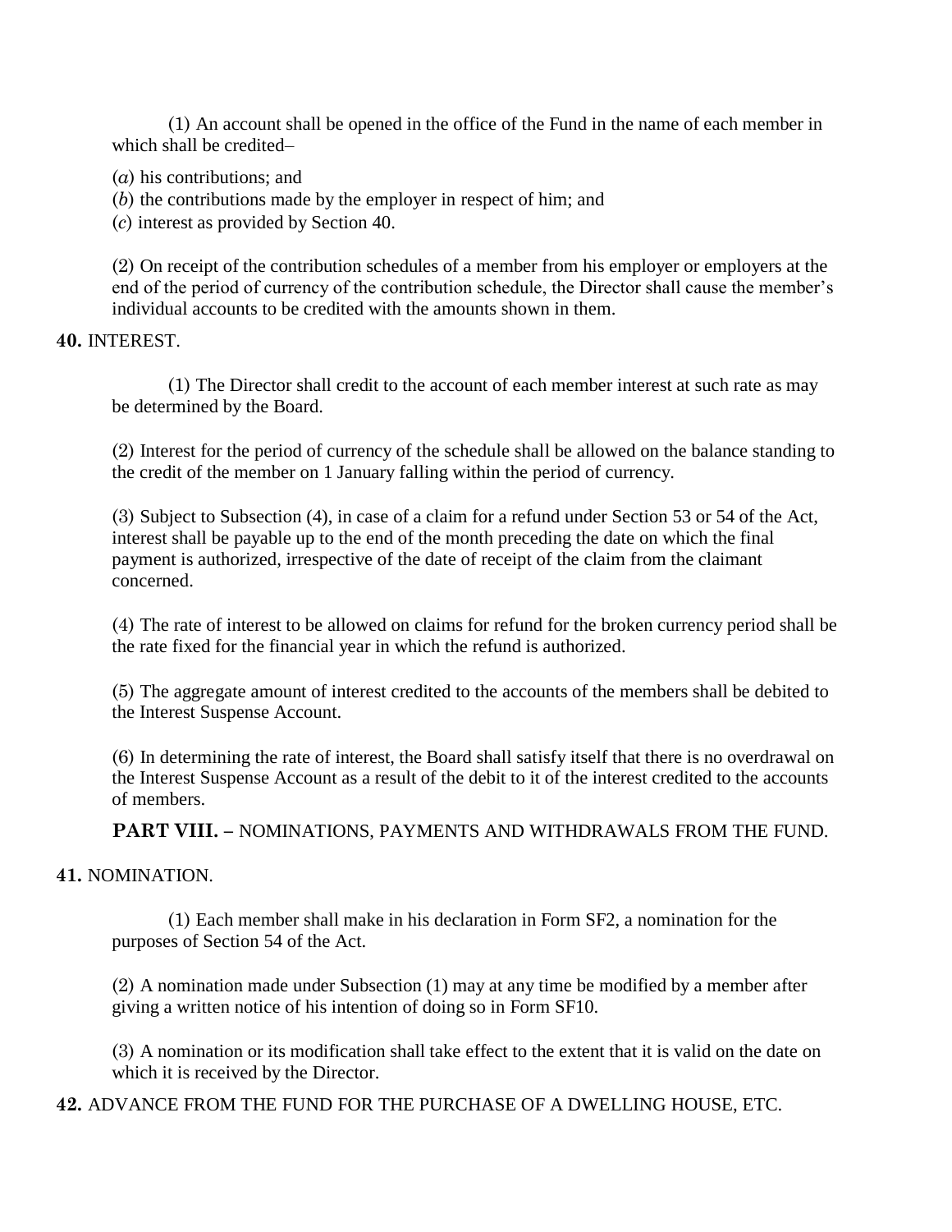(1) An account shall be opened in the office of the Fund in the name of each member in which shall be credited–

(*a*) his contributions; and

(*b*) the contributions made by the employer in respect of him; and

(*c*) interest as provided by Section 40.

(2) On receipt of the contribution schedules of a member from his employer or employers at the end of the period of currency of the contribution schedule, the Director shall cause the member's individual accounts to be credited with the amounts shown in them.

**40.** INTEREST.

(1) The Director shall credit to the account of each member interest at such rate as may be determined by the Board.

(2) Interest for the period of currency of the schedule shall be allowed on the balance standing to the credit of the member on 1 January falling within the period of currency.

(3) Subject to Subsection (4), in case of a claim for a refund under Section 53 or 54 of the Act, interest shall be payable up to the end of the month preceding the date on which the final payment is authorized, irrespective of the date of receipt of the claim from the claimant concerned.

(4) The rate of interest to be allowed on claims for refund for the broken currency period shall be the rate fixed for the financial year in which the refund is authorized.

(5) The aggregate amount of interest credited to the accounts of the members shall be debited to the Interest Suspense Account.

(6) In determining the rate of interest, the Board shall satisfy itself that there is no overdrawal on the Interest Suspense Account as a result of the debit to it of the interest credited to the accounts of members.

## PART VIII. – NOMINATIONS, PAYMENTS AND WITHDRAWALS FROM THE FUND.

**41.** NOMINATION.

(1) Each member shall make in his declaration in Form SF2, a nomination for the purposes of Section 54 of the Act.

(2) A nomination made under Subsection (1) may at any time be modified by a member after giving a written notice of his intention of doing so in Form SF10.

(3) A nomination or its modification shall take effect to the extent that it is valid on the date on which it is received by the Director.

**42.** ADVANCE FROM THE FUND FOR THE PURCHASE OF A DWELLING HOUSE, ETC.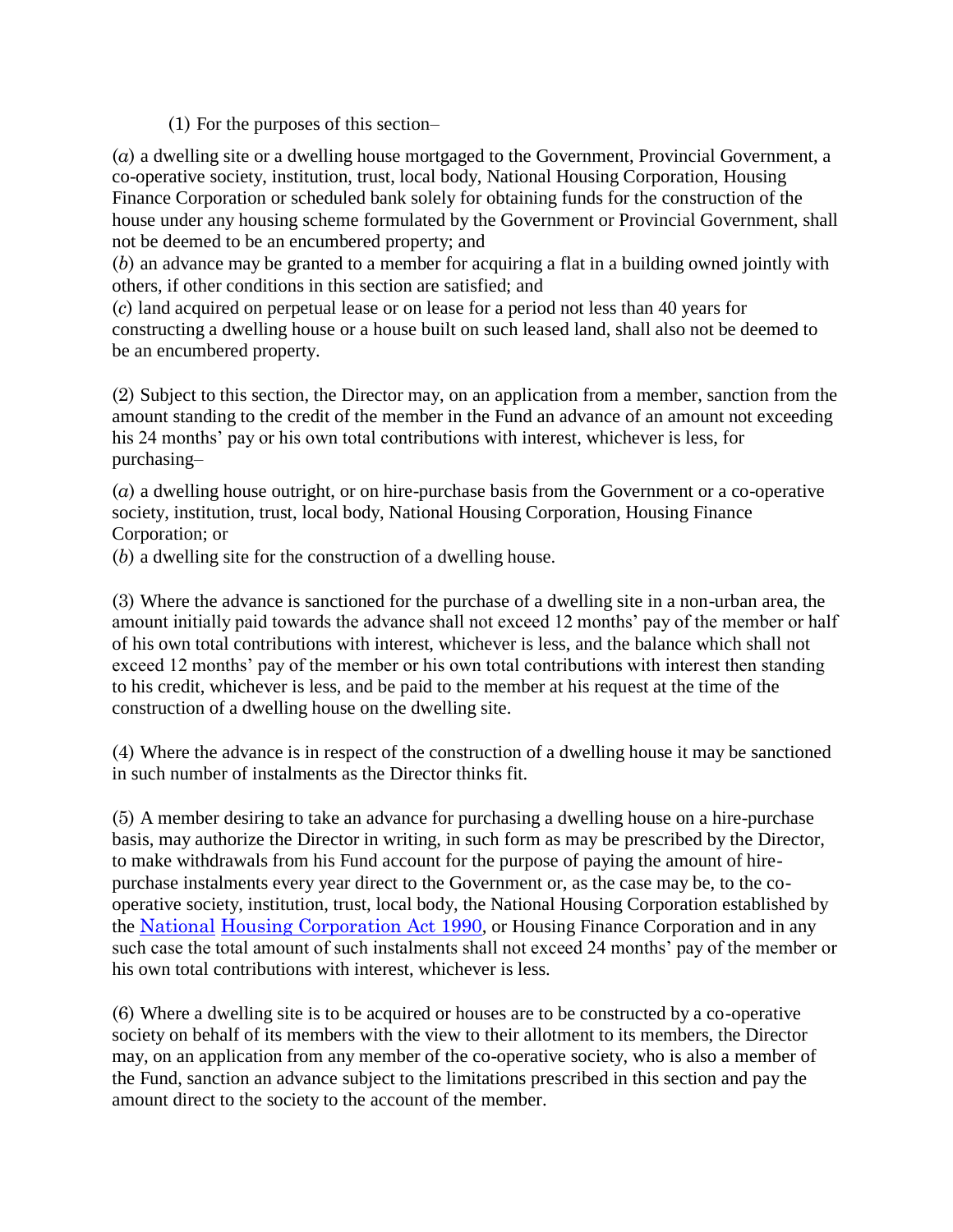(1) For the purposes of this section–

(*a*) a dwelling site or a dwelling house mortgaged to the Government, Provincial Government, a co-operative society, institution, trust, local body, National Housing Corporation, Housing Finance Corporation or scheduled bank solely for obtaining funds for the construction of the house under any housing scheme formulated by the Government or Provincial Government, shall not be deemed to be an encumbered property; and

(*b*) an advance may be granted to a member for acquiring a flat in a building owned jointly with others, if other conditions in this section are satisfied; and

(*c*) land acquired on perpetual lease or on lease for a period not less than 40 years for constructing a dwelling house or a house built on such leased land, shall also not be deemed to be an encumbered property.

(2) Subject to this section, the Director may, on an application from a member, sanction from the amount standing to the credit of the member in the Fund an advance of an amount not exceeding his 24 months' pay or his own total contributions with interest, whichever is less, for purchasing–

(*a*) a dwelling house outright, or on hire-purchase basis from the Government or a co-operative society, institution, trust, local body, National Housing Corporation, Housing Finance Corporation; or

(*b*) a dwelling site for the construction of a dwelling house.

(3) Where the advance is sanctioned for the purchase of a dwelling site in a non-urban area, the amount initially paid towards the advance shall not exceed 12 months' pay of the member or half of his own total contributions with interest, whichever is less, and the balance which shall not exceed 12 months' pay of the member or his own total contributions with interest then standing to his credit, whichever is less, and be paid to the member at his request at the time of the construction of a dwelling house on the dwelling site.

(4) Where the advance is in respect of the construction of a dwelling house it may be sanctioned in such number of instalments as the Director thinks fit.

(5) A member desiring to take an advance for purchasing a dwelling house on a hire-purchase basis, may authorize the Director in writing, in such form as may be prescribed by the Director, to make withdrawals from his Fund account for the purpose of paying the amount of hire-purchase instalments every year direct to the Government or, as the case may be, to the co-operative society, institution, trust, local body, the National Housing Corporation established by the National Housing Corporation Act 1990, or Housing Finance Corporation and in any such case the total amount of such instalments shall not exceed 24 months' pay of the member or his own total contributions with interest, whichever is less.

(6) Where a dwelling site is to be acquired or houses are to be constructed by a co-operative society on behalf of its members with the view to their allotment to its members, the Director may, on an application from any member of the co-operative society, who is also a member of the Fund, sanction an advance subject to the limitations prescribed in this section and pay the amount direct to the society to the account of the member.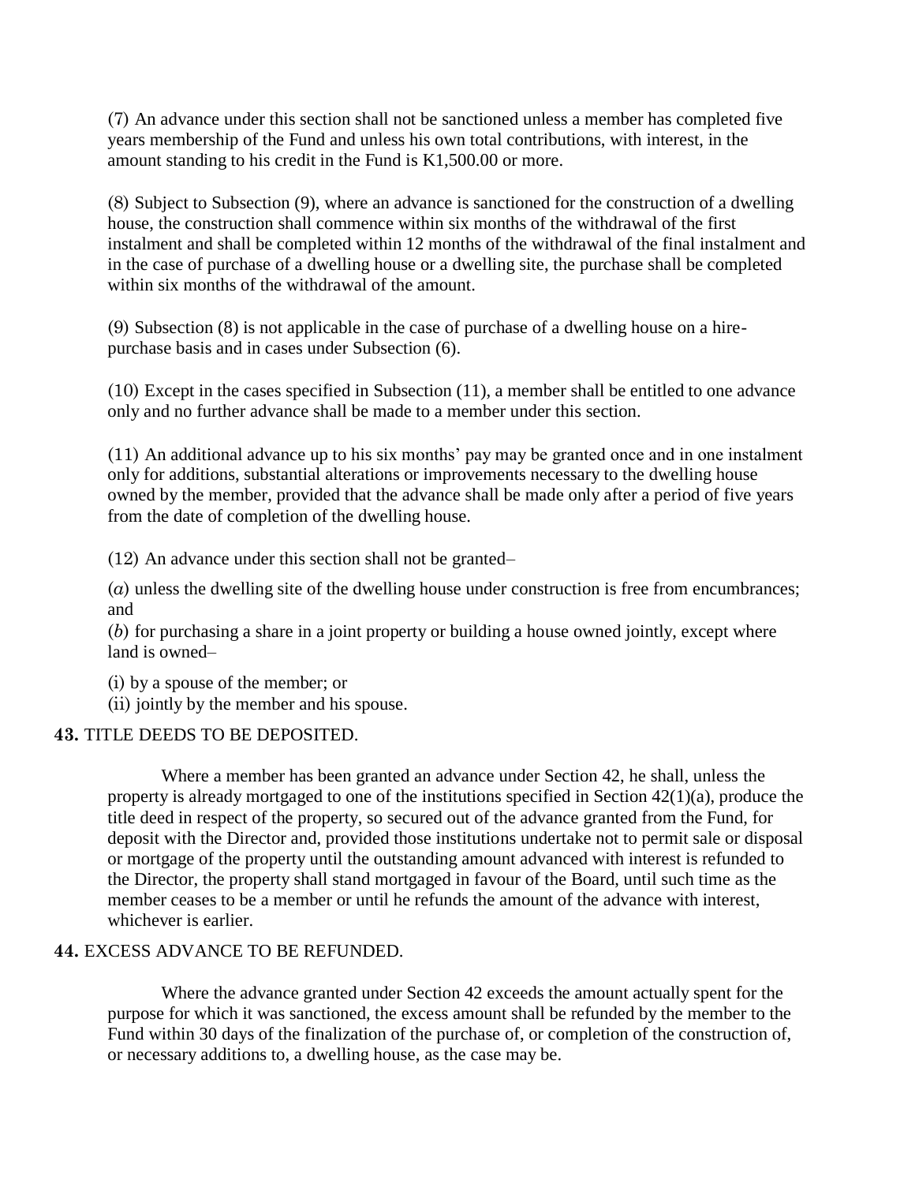(7) An advance under this section shall not be sanctioned unless a member has completed five years membership of the Fund and unless his own total contributions, with interest, in the amount standing to his credit in the Fund is K1,500.00 or more.

(8) Subject to Subsection (9), where an advance is sanctioned for the construction of a dwelling house, the construction shall commence within six months of the withdrawal of the first instalment and shall be completed within 12 months of the withdrawal of the final instalment and in the case of purchase of a dwelling house or a dwelling site, the purchase shall be completed within six months of the withdrawal of the amount.

(9) Subsection (8) is not applicable in the case of purchase of a dwelling house on a hire-purchase basis and in cases under Subsection (6).

(10) Except in the cases specified in Subsection (11), a member shall be entitled to one advance only and no further advance shall be made to a member under this section.

(11) An additional advance up to his six months' pay may be granted once and in one instalment only for additions, substantial alterations or improvements necessary to the dwelling house owned by the member, provided that the advance shall be made only after a period of five years from the date of completion of the dwelling house.

(12) An advance under this section shall not be granted–

(*a*) unless the dwelling site of the dwelling house under construction is free from encumbrances; and

(*b*) for purchasing a share in a joint property or building a house owned jointly, except where land is owned–

(i) by a spouse of the member; or
(ii) jointly by the member and his spouse.

**43.** TITLE DEEDS TO BE DEPOSITED.

Where a member has been granted an advance under Section 42, he shall, unless the property is already mortgaged to one of the institutions specified in Section 42(1)(a), produce the title deed in respect of the property, so secured out of the advance granted from the Fund, for deposit with the Director and, provided those institutions undertake not to permit sale or disposal or mortgage of the property until the outstanding amount advanced with interest is refunded to the Director, the property shall stand mortgaged in favour of the Board, until such time as the member ceases to be a member or until he refunds the amount of the advance with interest, whichever is earlier.

**44.** EXCESS ADVANCE TO BE REFUNDED.

Where the advance granted under Section 42 exceeds the amount actually spent for the purpose for which it was sanctioned, the excess amount shall be refunded by the member to the Fund within 30 days of the finalization of the purchase of, or completion of the construction of, or necessary additions to, a dwelling house, as the case may be.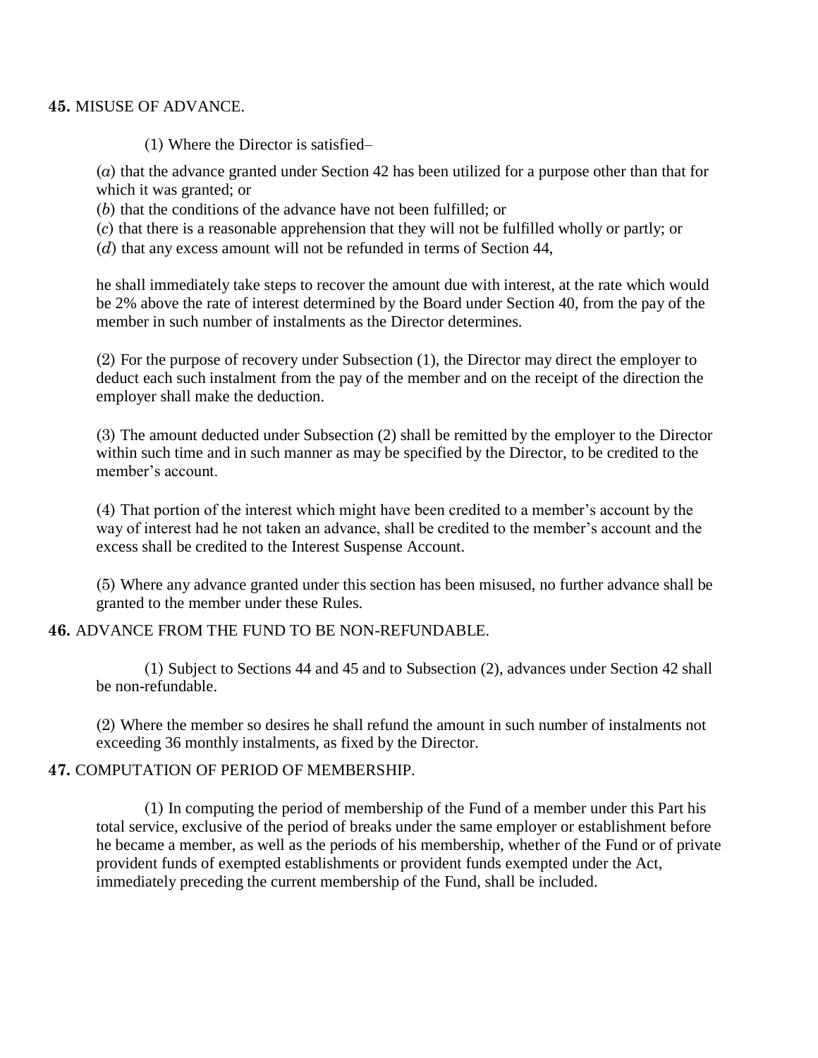**45.** MISUSE OF ADVANCE.

(1) Where the Director is satisfied–

(*a*) that the advance granted under Section 42 has been utilized for a purpose other than that for which it was granted; or

(*b*) that the conditions of the advance have not been fulfilled; or

(*c*) that there is a reasonable apprehension that they will not be fulfilled wholly or partly; or

(*d*) that any excess amount will not be refunded in terms of Section 44,

he shall immediately take steps to recover the amount due with interest, at the rate which would be 2% above the rate of interest determined by the Board under Section 40, from the pay of the member in such number of instalments as the Director determines.

(2) For the purpose of recovery under Subsection (1), the Director may direct the employer to deduct each such instalment from the pay of the member and on the receipt of the direction the employer shall make the deduction.

(3) The amount deducted under Subsection (2) shall be remitted by the employer to the Director within such time and in such manner as may be specified by the Director, to be credited to the member's account.

(4) That portion of the interest which might have been credited to a member's account by the way of interest had he not taken an advance, shall be credited to the member's account and the excess shall be credited to the Interest Suspense Account.

(5) Where any advance granted under this section has been misused, no further advance shall be granted to the member under these Rules.

**46.** ADVANCE FROM THE FUND TO BE NON-REFUNDABLE.

(1) Subject to Sections 44 and 45 and to Subsection (2), advances under Section 42 shall be non-refundable.

(2) Where the member so desires he shall refund the amount in such number of instalments not exceeding 36 monthly instalments, as fixed by the Director.

**47.** COMPUTATION OF PERIOD OF MEMBERSHIP.

(1) In computing the period of membership of the Fund of a member under this Part his total service, exclusive of the period of breaks under the same employer or establishment before he became a member, as well as the periods of his membership, whether of the Fund or of private provident funds of exempted establishments or provident funds exempted under the Act, immediately preceding the current membership of the Fund, shall be included.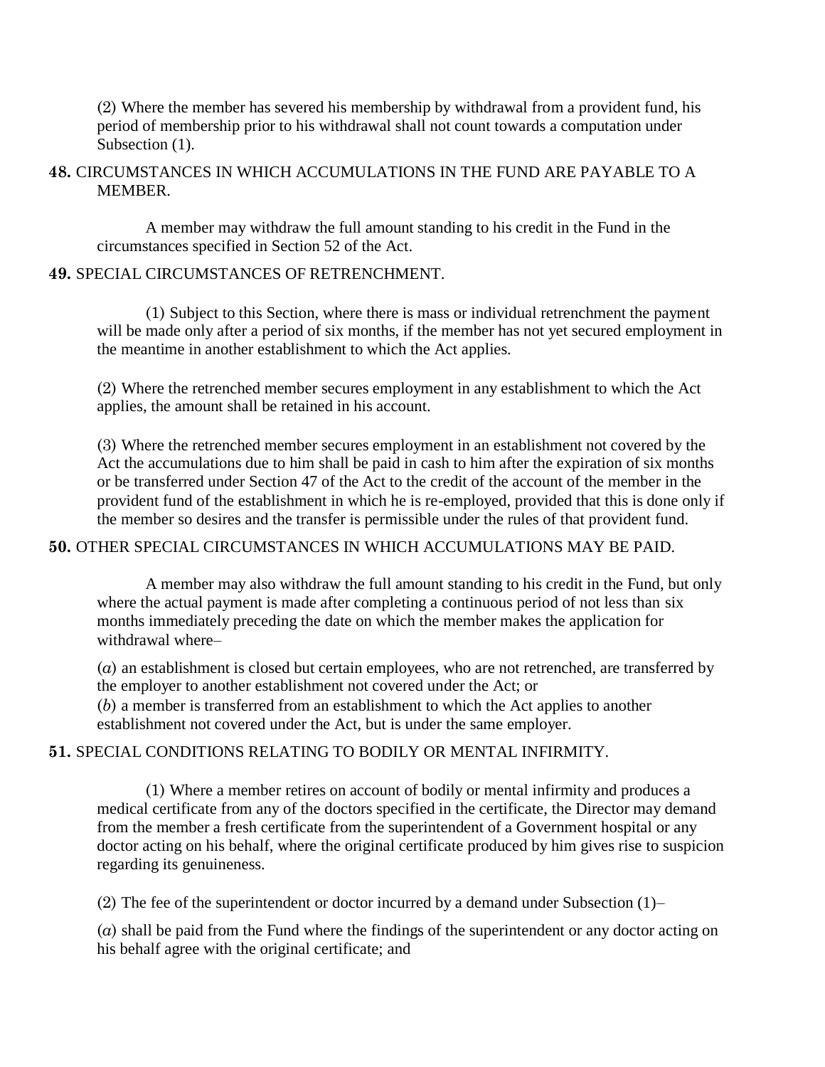(2) Where the member has severed his membership by withdrawal from a provident fund, his period of membership prior to his withdrawal shall not count towards a computation under Subsection (1).

**48.** CIRCUMSTANCES IN WHICH ACCUMULATIONS IN THE FUND ARE PAYABLE TO A MEMBER.

A member may withdraw the full amount standing to his credit in the Fund in the circumstances specified in Section 52 of the Act.

**49.** SPECIAL CIRCUMSTANCES OF RETRENCHMENT.

(1) Subject to this Section, where there is mass or individual retrenchment the payment will be made only after a period of six months, if the member has not yet secured employment in the meantime in another establishment to which the Act applies.

(2) Where the retrenched member secures employment in any establishment to which the Act applies, the amount shall be retained in his account.

(3) Where the retrenched member secures employment in an establishment not covered by the Act the accumulations due to him shall be paid in cash to him after the expiration of six months or be transferred under Section 47 of the Act to the credit of the account of the member in the provident fund of the establishment in which he is re-employed, provided that this is done only if the member so desires and the transfer is permissible under the rules of that provident fund.

**50.** OTHER SPECIAL CIRCUMSTANCES IN WHICH ACCUMULATIONS MAY BE PAID.

A member may also withdraw the full amount standing to his credit in the Fund, but only where the actual payment is made after completing a continuous period of not less than six months immediately preceding the date on which the member makes the application for withdrawal where–

(*a*) an establishment is closed but certain employees, who are not retrenched, are transferred by the employer to another establishment not covered under the Act; or

(*b*) a member is transferred from an establishment to which the Act applies to another establishment not covered under the Act, but is under the same employer.

**51.** SPECIAL CONDITIONS RELATING TO BODILY OR MENTAL INFIRMITY.

(1) Where a member retires on account of bodily or mental infirmity and produces a medical certificate from any of the doctors specified in the certificate, the Director may demand from the member a fresh certificate from the superintendent of a Government hospital or any doctor acting on his behalf, where the original certificate produced by him gives rise to suspicion regarding its genuineness.

(2) The fee of the superintendent or doctor incurred by a demand under Subsection (1)–

(*a*) shall be paid from the Fund where the findings of the superintendent or any doctor acting on his behalf agree with the original certificate; and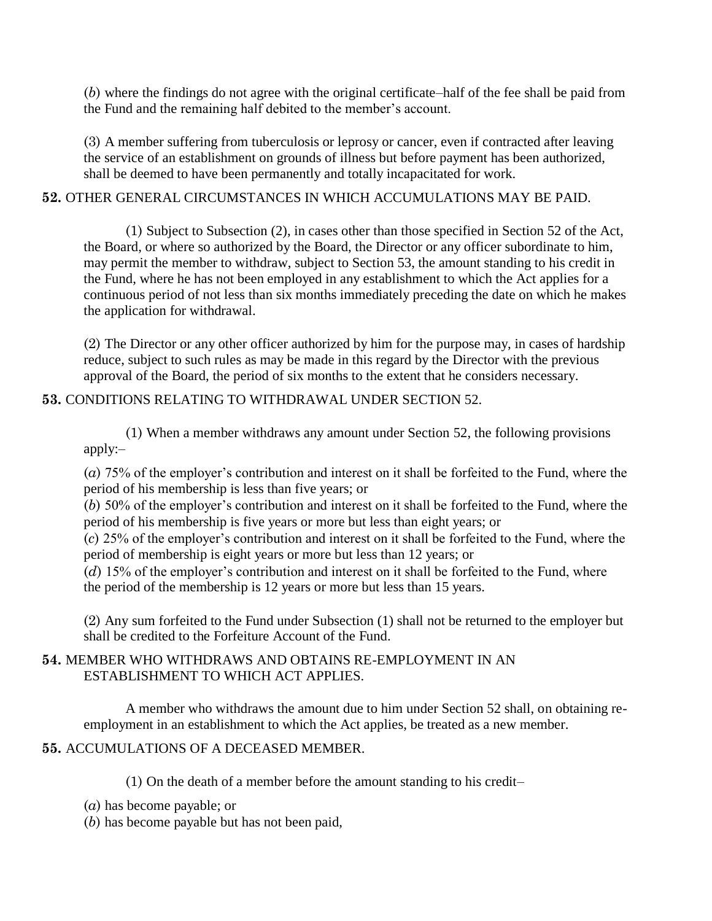(*b*) where the findings do not agree with the original certificate–half of the fee shall be paid from the Fund and the remaining half debited to the member's account.

(3) A member suffering from tuberculosis or leprosy or cancer, even if contracted after leaving the service of an establishment on grounds of illness but before payment has been authorized, shall be deemed to have been permanently and totally incapacitated for work.

**52.** OTHER GENERAL CIRCUMSTANCES IN WHICH ACCUMULATIONS MAY BE PAID.

(1) Subject to Subsection (2), in cases other than those specified in Section 52 of the Act, the Board, or where so authorized by the Board, the Director or any officer subordinate to him, may permit the member to withdraw, subject to Section 53, the amount standing to his credit in the Fund, where he has not been employed in any establishment to which the Act applies for a continuous period of not less than six months immediately preceding the date on which he makes the application for withdrawal.

(2) The Director or any other officer authorized by him for the purpose may, in cases of hardship reduce, subject to such rules as may be made in this regard by the Director with the previous approval of the Board, the period of six months to the extent that he considers necessary.

**53.** CONDITIONS RELATING TO WITHDRAWAL UNDER SECTION 52.

(1) When a member withdraws any amount under Section 52, the following provisions apply:–

(*a*) 75% of the employer's contribution and interest on it shall be forfeited to the Fund, where the period of his membership is less than five years; or
(*b*) 50% of the employer's contribution and interest on it shall be forfeited to the Fund, where the period of his membership is five years or more but less than eight years; or
(*c*) 25% of the employer's contribution and interest on it shall be forfeited to the Fund, where the period of membership is eight years or more but less than 12 years; or
(*d*) 15% of the employer's contribution and interest on it shall be forfeited to the Fund, where the period of the membership is 12 years or more but less than 15 years.

(2) Any sum forfeited to the Fund under Subsection (1) shall not be returned to the employer but shall be credited to the Forfeiture Account of the Fund.

**54.** MEMBER WHO WITHDRAWS AND OBTAINS RE-EMPLOYMENT IN AN ESTABLISHMENT TO WHICH ACT APPLIES.

A member who withdraws the amount due to him under Section 52 shall, on obtaining re-employment in an establishment to which the Act applies, be treated as a new member.

**55.** ACCUMULATIONS OF A DECEASED MEMBER.

(1) On the death of a member before the amount standing to his credit–

(*a*) has become payable; or
(*b*) has become payable but has not been paid,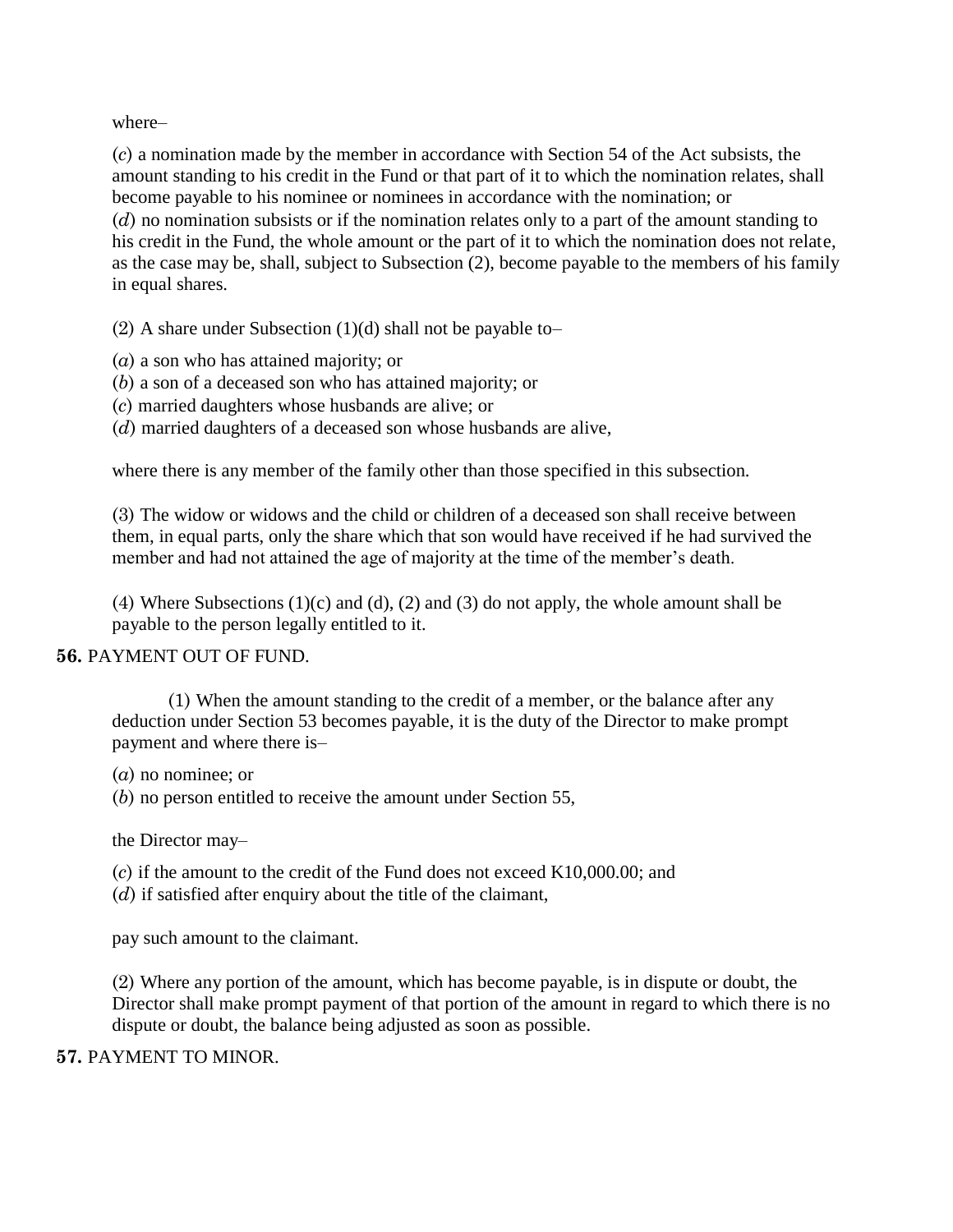where–

(*c*) a nomination made by the member in accordance with Section 54 of the Act subsists, the amount standing to his credit in the Fund or that part of it to which the nomination relates, shall become payable to his nominee or nominees in accordance with the nomination; or
(*d*) no nomination subsists or if the nomination relates only to a part of the amount standing to his credit in the Fund, the whole amount or the part of it to which the nomination does not relate, as the case may be, shall, subject to Subsection (2), become payable to the members of his family in equal shares.

(2) A share under Subsection (1)(d) shall not be payable to–

(*a*) a son who has attained majority; or
(*b*) a son of a deceased son who has attained majority; or
(*c*) married daughters whose husbands are alive; or
(*d*) married daughters of a deceased son whose husbands are alive,

where there is any member of the family other than those specified in this subsection.

(3) The widow or widows and the child or children of a deceased son shall receive between them, in equal parts, only the share which that son would have received if he had survived the member and had not attained the age of majority at the time of the member's death.

(4) Where Subsections (1)(c) and (d), (2) and (3) do not apply, the whole amount shall be payable to the person legally entitled to it.

**56.** PAYMENT OUT OF FUND.

(1) When the amount standing to the credit of a member, or the balance after any deduction under Section 53 becomes payable, it is the duty of the Director to make prompt payment and where there is–

(*a*) no nominee; or
(*b*) no person entitled to receive the amount under Section 55,

the Director may–

(*c*) if the amount to the credit of the Fund does not exceed K10,000.00; and
(*d*) if satisfied after enquiry about the title of the claimant,

pay such amount to the claimant.

(2) Where any portion of the amount, which has become payable, is in dispute or doubt, the Director shall make prompt payment of that portion of the amount in regard to which there is no dispute or doubt, the balance being adjusted as soon as possible.

**57.** PAYMENT TO MINOR.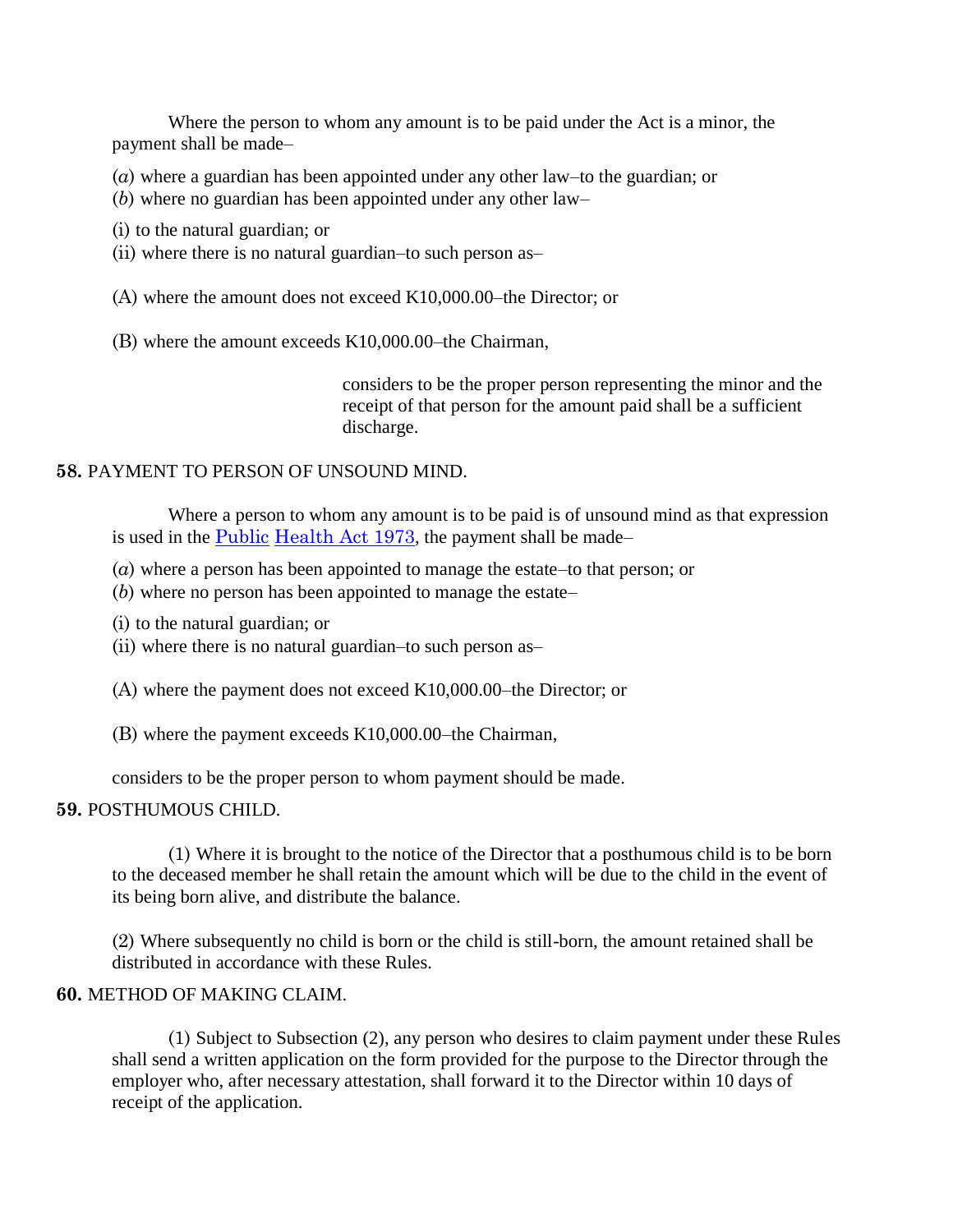Where the person to whom any amount is to be paid under the Act is a minor, the payment shall be made–

(*a*) where a guardian has been appointed under any other law–to the guardian; or

(*b*) where no guardian has been appointed under any other law–

(i) to the natural guardian; or

(ii) where there is no natural guardian–to such person as–

(A) where the amount does not exceed K10,000.00–the Director; or

(B) where the amount exceeds K10,000.00–the Chairman,

considers to be the proper person representing the minor and the receipt of that person for the amount paid shall be a sufficient discharge.

**58.** PAYMENT TO PERSON OF UNSOUND MIND.

Where a person to whom any amount is to be paid is of unsound mind as that expression is used in the Public Health Act 1973, the payment shall be made–

(*a*) where a person has been appointed to manage the estate–to that person; or

(*b*) where no person has been appointed to manage the estate–

(i) to the natural guardian; or

(ii) where there is no natural guardian–to such person as–

(A) where the payment does not exceed K10,000.00–the Director; or

(B) where the payment exceeds K10,000.00–the Chairman,

considers to be the proper person to whom payment should be made.

**59.** POSTHUMOUS CHILD.

(1) Where it is brought to the notice of the Director that a posthumous child is to be born to the deceased member he shall retain the amount which will be due to the child in the event of its being born alive, and distribute the balance.

(2) Where subsequently no child is born or the child is still-born, the amount retained shall be distributed in accordance with these Rules.

**60.** METHOD OF MAKING CLAIM.

(1) Subject to Subsection (2), any person who desires to claim payment under these Rules shall send a written application on the form provided for the purpose to the Director through the employer who, after necessary attestation, shall forward it to the Director within 10 days of receipt of the application.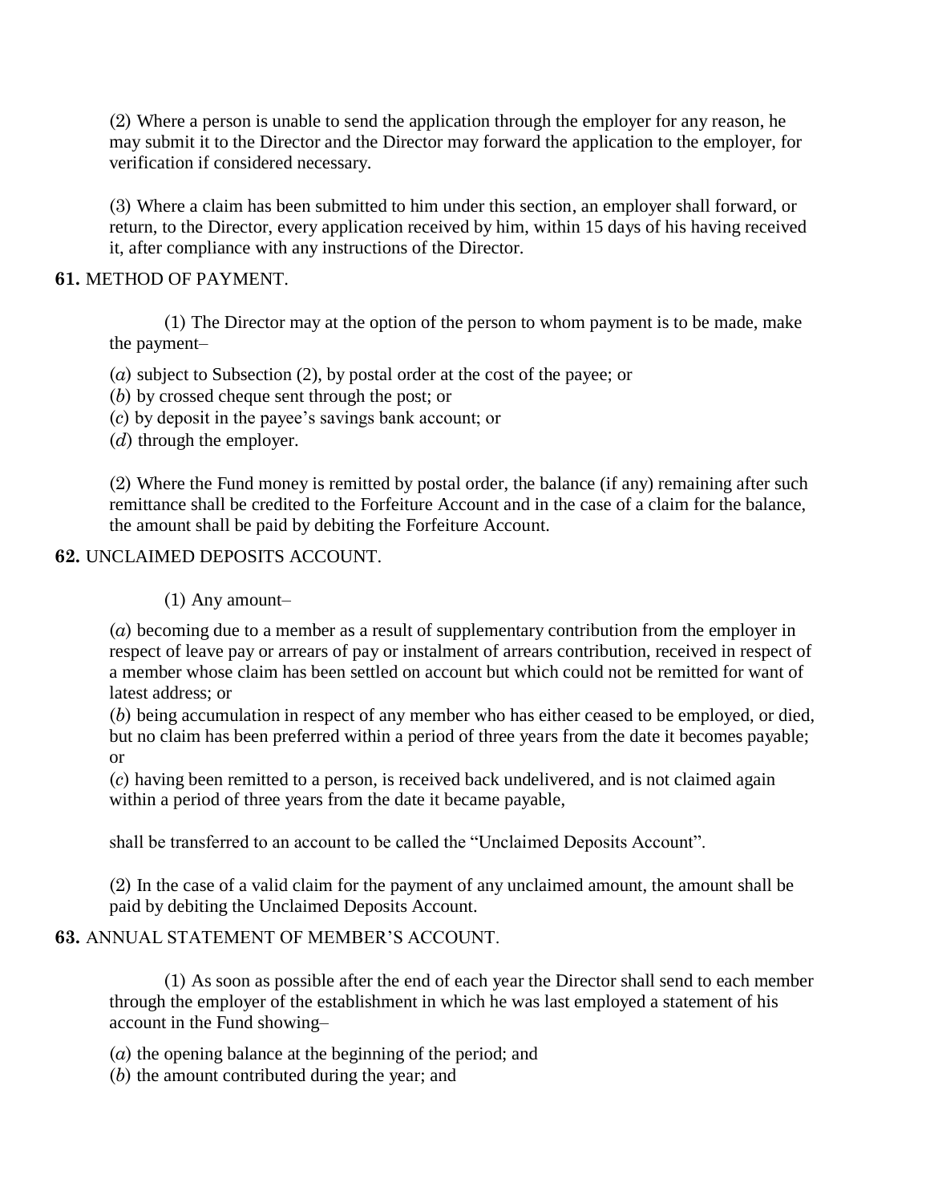(2) Where a person is unable to send the application through the employer for any reason, he may submit it to the Director and the Director may forward the application to the employer, for verification if considered necessary.

(3) Where a claim has been submitted to him under this section, an employer shall forward, or return, to the Director, every application received by him, within 15 days of his having received it, after compliance with any instructions of the Director.

**61.** METHOD OF PAYMENT.

(1) The Director may at the option of the person to whom payment is to be made, make the payment–

(*a*) subject to Subsection (2), by postal order at the cost of the payee; or
(*b*) by crossed cheque sent through the post; or
(*c*) by deposit in the payee's savings bank account; or
(*d*) through the employer.

(2) Where the Fund money is remitted by postal order, the balance (if any) remaining after such remittance shall be credited to the Forfeiture Account and in the case of a claim for the balance, the amount shall be paid by debiting the Forfeiture Account.

**62.** UNCLAIMED DEPOSITS ACCOUNT.

(1) Any amount–

(*a*) becoming due to a member as a result of supplementary contribution from the employer in respect of leave pay or arrears of pay or instalment of arrears contribution, received in respect of a member whose claim has been settled on account but which could not be remitted for want of latest address; or
(*b*) being accumulation in respect of any member who has either ceased to be employed, or died, but no claim has been preferred within a period of three years from the date it becomes payable; or
(*c*) having been remitted to a person, is received back undelivered, and is not claimed again within a period of three years from the date it became payable,

shall be transferred to an account to be called the "Unclaimed Deposits Account".

(2) In the case of a valid claim for the payment of any unclaimed amount, the amount shall be paid by debiting the Unclaimed Deposits Account.

**63.** ANNUAL STATEMENT OF MEMBER'S ACCOUNT.

(1) As soon as possible after the end of each year the Director shall send to each member through the employer of the establishment in which he was last employed a statement of his account in the Fund showing–

(*a*) the opening balance at the beginning of the period; and
(*b*) the amount contributed during the year; and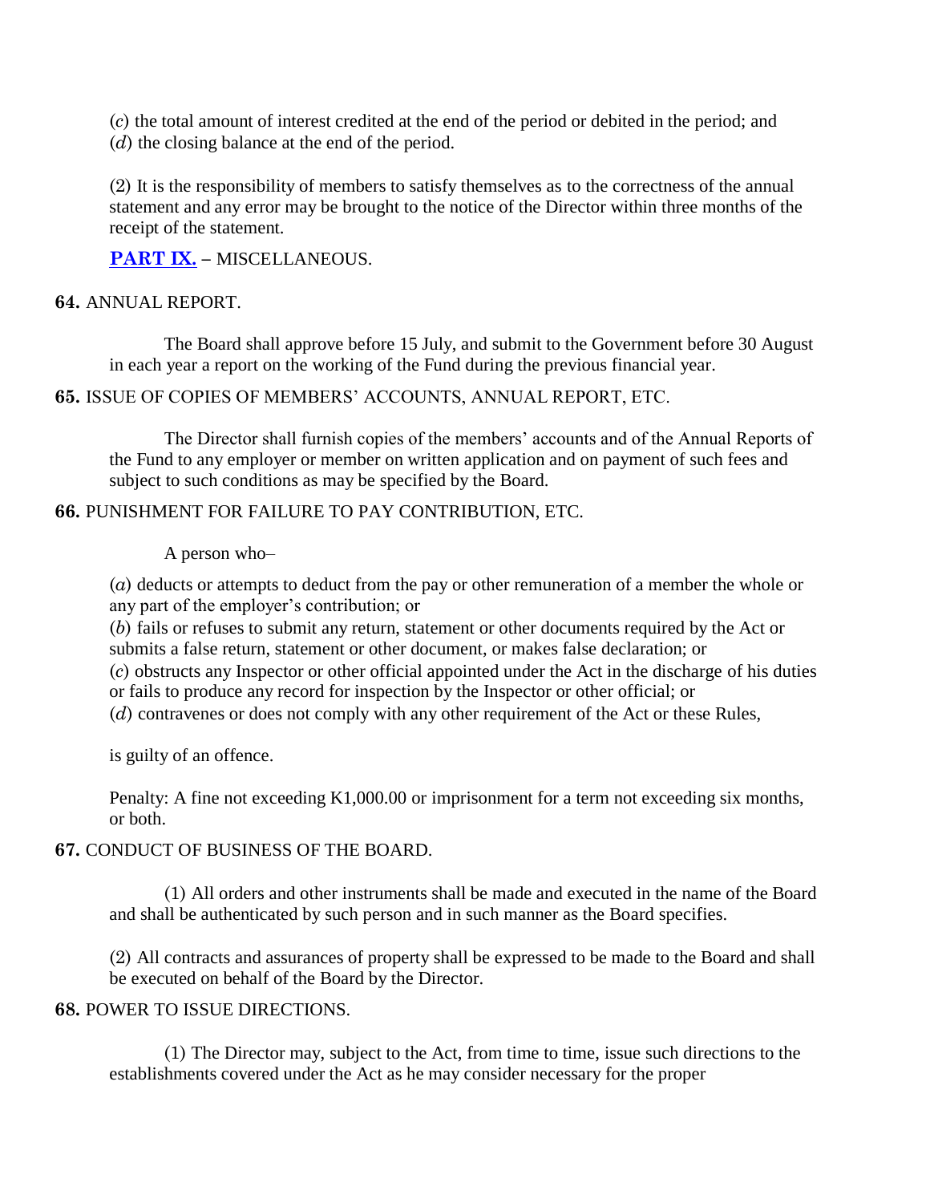(*c*) the total amount of interest credited at the end of the period or debited in the period; and
(*d*) the closing balance at the end of the period.

(2) It is the responsibility of members to satisfy themselves as to the correctness of the annual statement and any error may be brought to the notice of the Director within three months of the receipt of the statement.

**PART IX.** – MISCELLANEOUS.

**64.** ANNUAL REPORT.

The Board shall approve before 15 July, and submit to the Government before 30 August in each year a report on the working of the Fund during the previous financial year.

**65.** ISSUE OF COPIES OF MEMBERS' ACCOUNTS, ANNUAL REPORT, ETC.

The Director shall furnish copies of the members' accounts and of the Annual Reports of the Fund to any employer or member on written application and on payment of such fees and subject to such conditions as may be specified by the Board.

**66.** PUNISHMENT FOR FAILURE TO PAY CONTRIBUTION, ETC.

A person who–

(*a*) deducts or attempts to deduct from the pay or other remuneration of a member the whole or any part of the employer's contribution; or
(*b*) fails or refuses to submit any return, statement or other documents required by the Act or submits a false return, statement or other document, or makes false declaration; or
(*c*) obstructs any Inspector or other official appointed under the Act in the discharge of his duties or fails to produce any record for inspection by the Inspector or other official; or
(*d*) contravenes or does not comply with any other requirement of the Act or these Rules,

is guilty of an offence.

Penalty: A fine not exceeding K1,000.00 or imprisonment for a term not exceeding six months, or both.

**67.** CONDUCT OF BUSINESS OF THE BOARD.

(1) All orders and other instruments shall be made and executed in the name of the Board and shall be authenticated by such person and in such manner as the Board specifies.

(2) All contracts and assurances of property shall be expressed to be made to the Board and shall be executed on behalf of the Board by the Director.

**68.** POWER TO ISSUE DIRECTIONS.

(1) The Director may, subject to the Act, from time to time, issue such directions to the establishments covered under the Act as he may consider necessary for the proper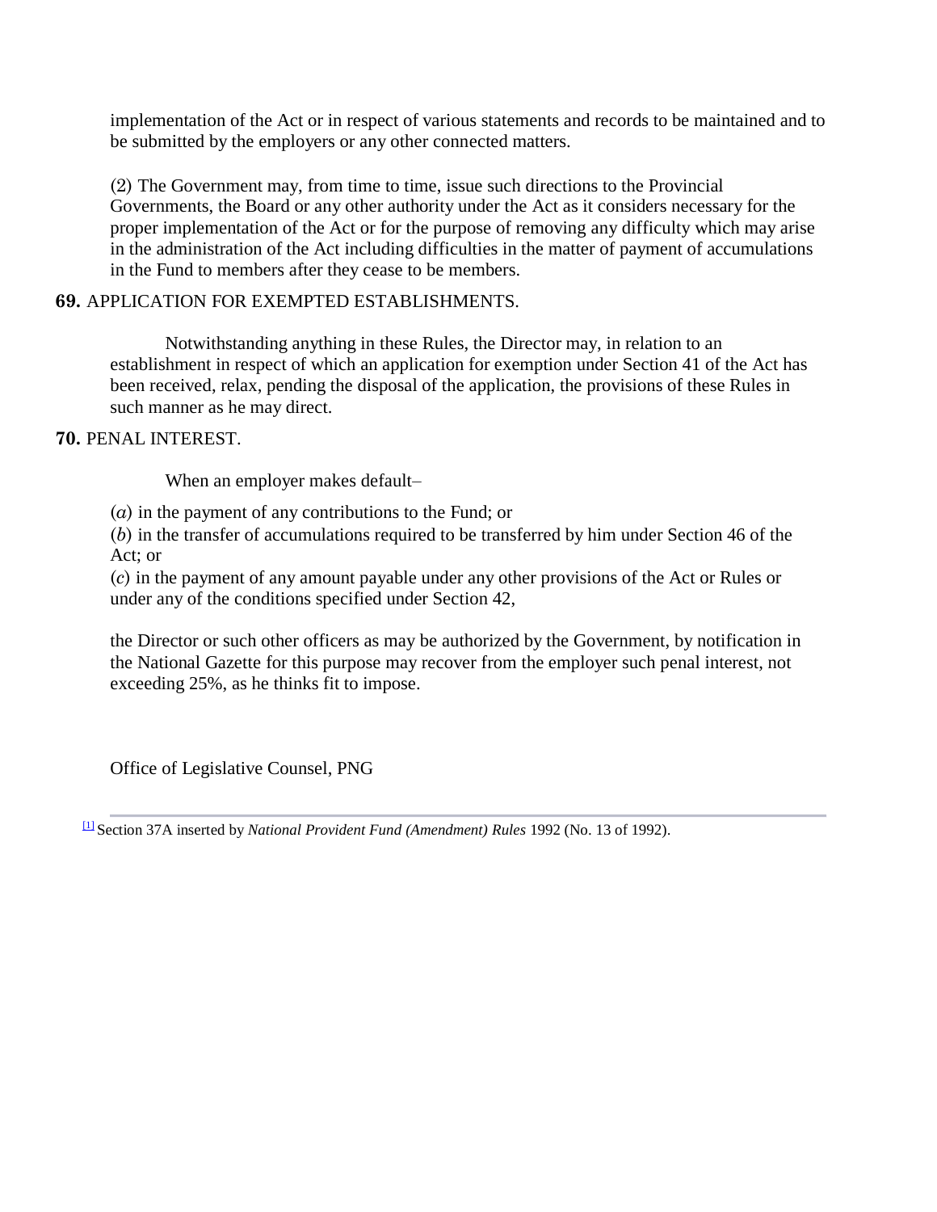implementation of the Act or in respect of various statements and records to be maintained and to be submitted by the employers or any other connected matters.

(2) The Government may, from time to time, issue such directions to the Provincial Governments, the Board or any other authority under the Act as it considers necessary for the proper implementation of the Act or for the purpose of removing any difficulty which may arise in the administration of the Act including difficulties in the matter of payment of accumulations in the Fund to members after they cease to be members.

**69.** APPLICATION FOR EXEMPTED ESTABLISHMENTS.

Notwithstanding anything in these Rules, the Director may, in relation to an establishment in respect of which an application for exemption under Section 41 of the Act has been received, relax, pending the disposal of the application, the provisions of these Rules in such manner as he may direct.

**70.** PENAL INTEREST.

When an employer makes default–

(*a*) in the payment of any contributions to the Fund; or

(*b*) in the transfer of accumulations required to be transferred by him under Section 46 of the Act; or

(*c*) in the payment of any amount payable under any other provisions of the Act or Rules or under any of the conditions specified under Section 42,

the Director or such other officers as may be authorized by the Government, by notification in the National Gazette for this purpose may recover from the employer such penal interest, not exceeding 25%, as he thinks fit to impose.

Office of Legislative Counsel, PNG

---

[1] Section 37A inserted by *National Provident Fund (Amendment) Rules* 1992 (No. 13 of 1992).